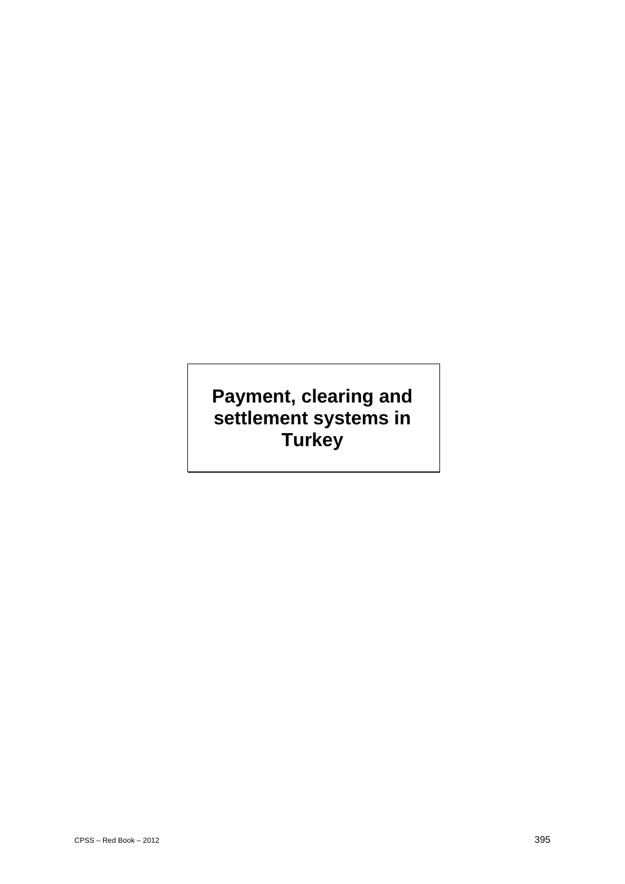# Payment, clearing and settlement systems in Turkey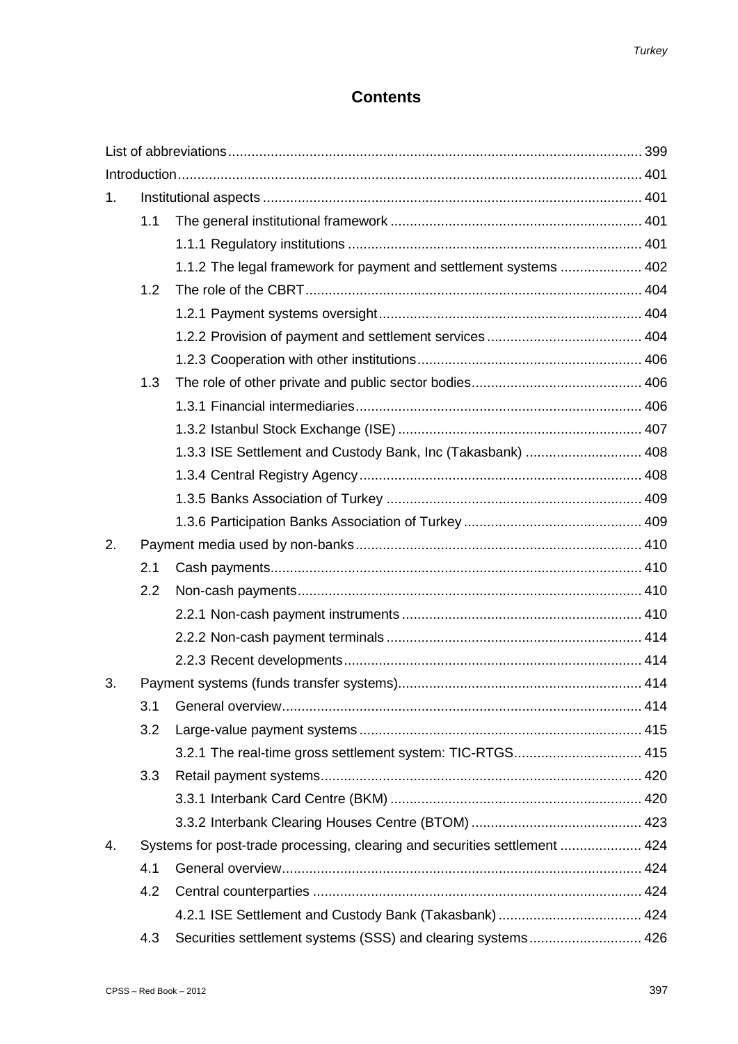# Contents

List of abbreviations .......... 399

Introduction .......... 401

1. Institutional aspects .......... 401
   - 1.1 The general institutional framework .......... 401
     - 1.1.1 Regulatory institutions .......... 401
     - 1.1.2 The legal framework for payment and settlement systems .......... 402
   - 1.2 The role of the CBRT .......... 404
     - 1.2.1 Payment systems oversight .......... 404
     - 1.2.2 Provision of payment and settlement services .......... 404
     - 1.2.3 Cooperation with other institutions .......... 406
   - 1.3 The role of other private and public sector bodies .......... 406
     - 1.3.1 Financial intermediaries .......... 406
     - 1.3.2 Istanbul Stock Exchange (ISE) .......... 407
     - 1.3.3 ISE Settlement and Custody Bank, Inc (Takasbank) .......... 408
     - 1.3.4 Central Registry Agency .......... 408
     - 1.3.5 Banks Association of Turkey .......... 409
     - 1.3.6 Participation Banks Association of Turkey .......... 409
2. Payment media used by non-banks .......... 410
   - 2.1 Cash payments .......... 410
   - 2.2 Non-cash payments .......... 410
     - 2.2.1 Non-cash payment instruments .......... 410
     - 2.2.2 Non-cash payment terminals .......... 414
     - 2.2.3 Recent developments .......... 414
3. Payment systems (funds transfer systems) .......... 414
   - 3.1 General overview .......... 414
   - 3.2 Large-value payment systems .......... 415
     - 3.2.1 The real-time gross settlement system: TIC-RTGS .......... 415
   - 3.3 Retail payment systems .......... 420
     - 3.3.1 Interbank Card Centre (BKM) .......... 420
     - 3.3.2 Interbank Clearing Houses Centre (BTOM) .......... 423
4. Systems for post-trade processing, clearing and securities settlement .......... 424
   - 4.1 General overview .......... 424
   - 4.2 Central counterparties .......... 424
     - 4.2.1 ISE Settlement and Custody Bank (Takasbank) .......... 424
   - 4.3 Securities settlement systems (SSS) and clearing systems .......... 426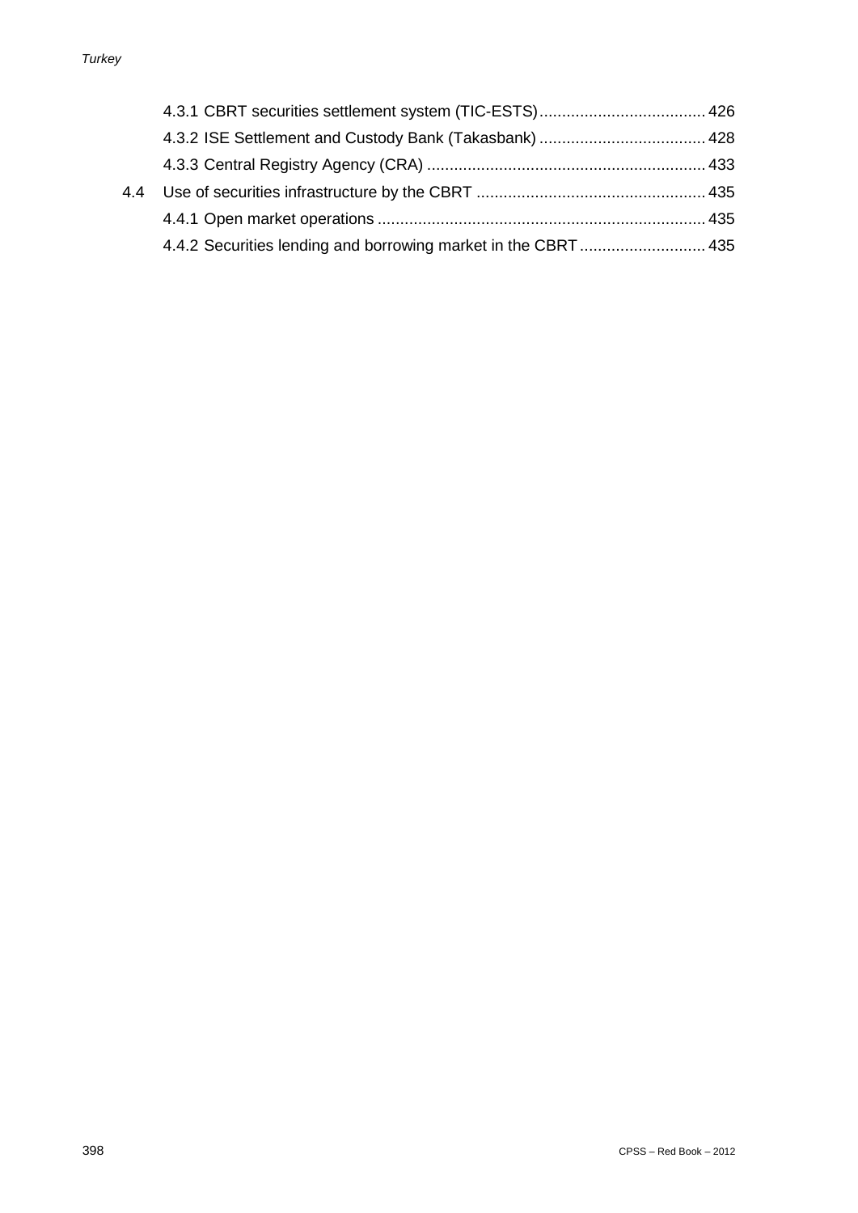4.3.1 CBRT securities settlement system (TIC-ESTS) ..................................... 426

4.3.2 ISE Settlement and Custody Bank (Takasbank) ..................................... 428

4.3.3 Central Registry Agency (CRA) ............................................................. 433

4.4 Use of securities infrastructure by the CBRT ................................................... 435

4.4.1 Open market operations ......................................................................... 435

4.4.2 Securities lending and borrowing market in the CBRT ............................ 435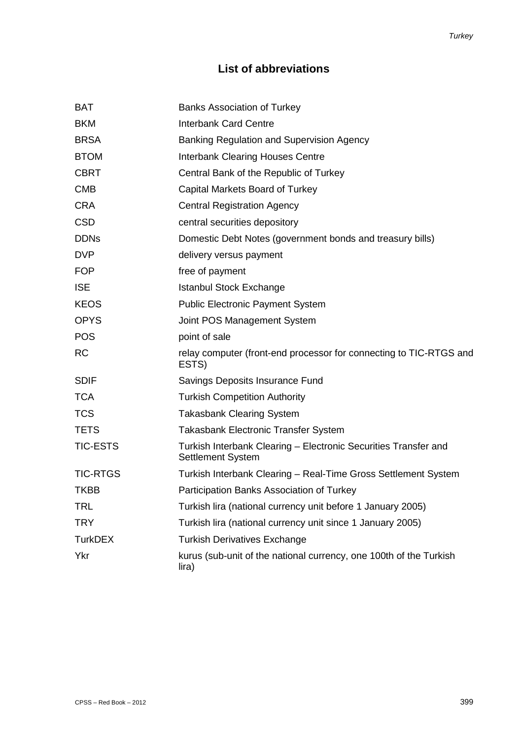## List of abbreviations

| | |
|---|---|
| BAT | Banks Association of Turkey |
| BKM | Interbank Card Centre |
| BRSA | Banking Regulation and Supervision Agency |
| BTOM | Interbank Clearing Houses Centre |
| CBRT | Central Bank of the Republic of Turkey |
| CMB | Capital Markets Board of Turkey |
| CRA | Central Registration Agency |
| CSD | central securities depository |
| DDNs | Domestic Debt Notes (government bonds and treasury bills) |
| DVP | delivery versus payment |
| FOP | free of payment |
| ISE | Istanbul Stock Exchange |
| KEOS | Public Electronic Payment System |
| OPYS | Joint POS Management System |
| POS | point of sale |
| RC | relay computer (front-end processor for connecting to TIC-RTGS and ESTS) |
| SDIF | Savings Deposits Insurance Fund |
| TCA | Turkish Competition Authority |
| TCS | Takasbank Clearing System |
| TETS | Takasbank Electronic Transfer System |
| TIC-ESTS | Turkish Interbank Clearing – Electronic Securities Transfer and Settlement System |
| TIC-RTGS | Turkish Interbank Clearing – Real-Time Gross Settlement System |
| TKBB | Participation Banks Association of Turkey |
| TRL | Turkish lira (national currency unit before 1 January 2005) |
| TRY | Turkish lira (national currency unit since 1 January 2005) |
| TurkDEX | Turkish Derivatives Exchange |
| Ykr | kurus (sub-unit of the national currency, one 100th of the Turkish lira) |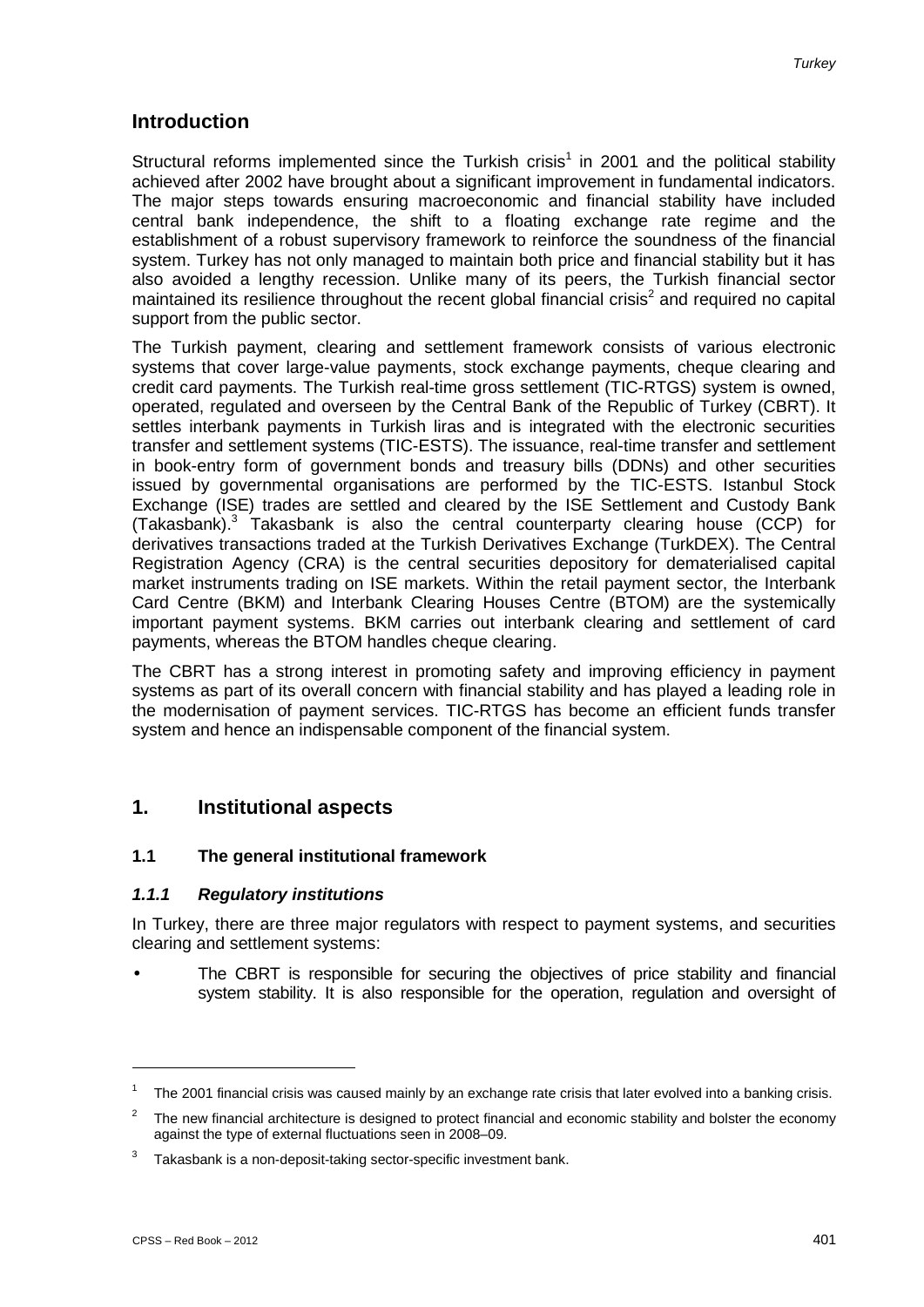## Introduction

Structural reforms implemented since the Turkish crisis[1] in 2001 and the political stability achieved after 2002 have brought about a significant improvement in fundamental indicators. The major steps towards ensuring macroeconomic and financial stability have included central bank independence, the shift to a floating exchange rate regime and the establishment of a robust supervisory framework to reinforce the soundness of the financial system. Turkey has not only managed to maintain both price and financial stability but it has also avoided a lengthy recession. Unlike many of its peers, the Turkish financial sector maintained its resilience throughout the recent global financial crisis[2] and required no capital support from the public sector.

The Turkish payment, clearing and settlement framework consists of various electronic systems that cover large-value payments, stock exchange payments, cheque clearing and credit card payments. The Turkish real-time gross settlement (TIC-RTGS) system is owned, operated, regulated and overseen by the Central Bank of the Republic of Turkey (CBRT). It settles interbank payments in Turkish liras and is integrated with the electronic securities transfer and settlement systems (TIC-ESTS). The issuance, real-time transfer and settlement in book-entry form of government bonds and treasury bills (DDNs) and other securities issued by governmental organisations are performed by the TIC-ESTS. Istanbul Stock Exchange (ISE) trades are settled and cleared by the ISE Settlement and Custody Bank (Takasbank).[3] Takasbank is also the central counterparty clearing house (CCP) for derivatives transactions traded at the Turkish Derivatives Exchange (TurkDEX). The Central Registration Agency (CRA) is the central securities depository for dematerialised capital market instruments trading on ISE markets. Within the retail payment sector, the Interbank Card Centre (BKM) and Interbank Clearing Houses Centre (BTOM) are the systemically important payment systems. BKM carries out interbank clearing and settlement of card payments, whereas the BTOM handles cheque clearing.

The CBRT has a strong interest in promoting safety and improving efficiency in payment systems as part of its overall concern with financial stability and has played a leading role in the modernisation of payment services. TIC-RTGS has become an efficient funds transfer system and hence an indispensable component of the financial system.

## 1. Institutional aspects

### 1.1 The general institutional framework

#### *1.1.1 Regulatory institutions*

In Turkey, there are three major regulators with respect to payment systems, and securities clearing and settlement systems:

- The CBRT is responsible for securing the objectives of price stability and financial system stability. It is also responsible for the operation, regulation and oversight of

---

[1] The 2001 financial crisis was caused mainly by an exchange rate crisis that later evolved into a banking crisis.

[2] The new financial architecture is designed to protect financial and economic stability and bolster the economy against the type of external fluctuations seen in 2008–09.

[3] Takasbank is a non-deposit-taking sector-specific investment bank.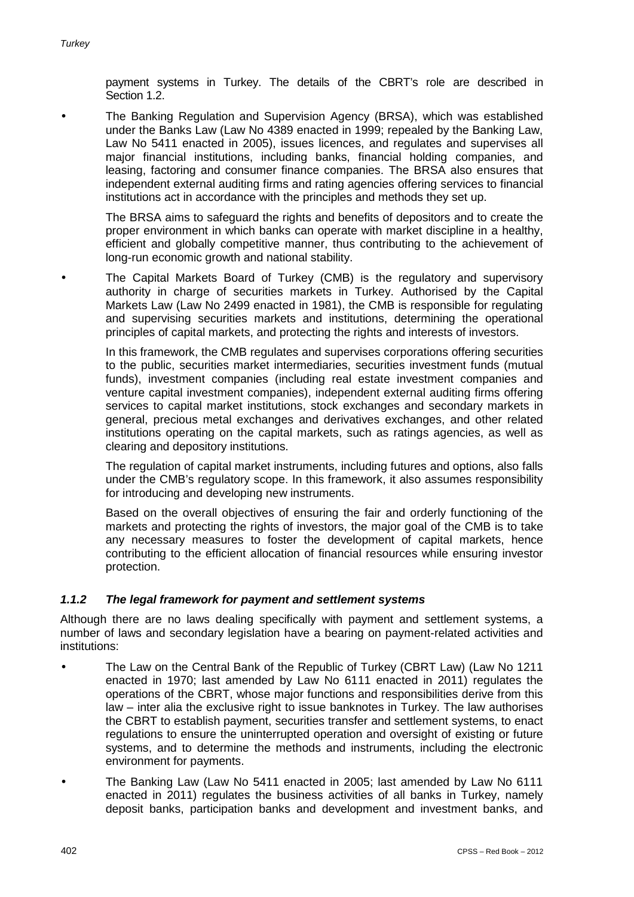payment systems in Turkey. The details of the CBRT's role are described in Section 1.2.

- The Banking Regulation and Supervision Agency (BRSA), which was established under the Banks Law (Law No 4389 enacted in 1999; repealed by the Banking Law, Law No 5411 enacted in 2005), issues licences, and regulates and supervises all major financial institutions, including banks, financial holding companies, and leasing, factoring and consumer finance companies. The BRSA also ensures that independent external auditing firms and rating agencies offering services to financial institutions act in accordance with the principles and methods they set up.

  The BRSA aims to safeguard the rights and benefits of depositors and to create the proper environment in which banks can operate with market discipline in a healthy, efficient and globally competitive manner, thus contributing to the achievement of long-run economic growth and national stability.

- The Capital Markets Board of Turkey (CMB) is the regulatory and supervisory authority in charge of securities markets in Turkey. Authorised by the Capital Markets Law (Law No 2499 enacted in 1981), the CMB is responsible for regulating and supervising securities markets and institutions, determining the operational principles of capital markets, and protecting the rights and interests of investors.

  In this framework, the CMB regulates and supervises corporations offering securities to the public, securities market intermediaries, securities investment funds (mutual funds), investment companies (including real estate investment companies and venture capital investment companies), independent external auditing firms offering services to capital market institutions, stock exchanges and secondary markets in general, precious metal exchanges and derivatives exchanges, and other related institutions operating on the capital markets, such as ratings agencies, as well as clearing and depository institutions.

  The regulation of capital market instruments, including futures and options, also falls under the CMB's regulatory scope. In this framework, it also assumes responsibility for introducing and developing new instruments.

  Based on the overall objectives of ensuring the fair and orderly functioning of the markets and protecting the rights of investors, the major goal of the CMB is to take any necessary measures to foster the development of capital markets, hence contributing to the efficient allocation of financial resources while ensuring investor protection.

### *1.1.2 The legal framework for payment and settlement systems*

Although there are no laws dealing specifically with payment and settlement systems, a number of laws and secondary legislation have a bearing on payment-related activities and institutions:

- The Law on the Central Bank of the Republic of Turkey (CBRT Law) (Law No 1211 enacted in 1970; last amended by Law No 6111 enacted in 2011) regulates the operations of the CBRT, whose major functions and responsibilities derive from this law – inter alia the exclusive right to issue banknotes in Turkey. The law authorises the CBRT to establish payment, securities transfer and settlement systems, to enact regulations to ensure the uninterrupted operation and oversight of existing or future systems, and to determine the methods and instruments, including the electronic environment for payments.

- The Banking Law (Law No 5411 enacted in 2005; last amended by Law No 6111 enacted in 2011) regulates the business activities of all banks in Turkey, namely deposit banks, participation banks and development and investment banks, and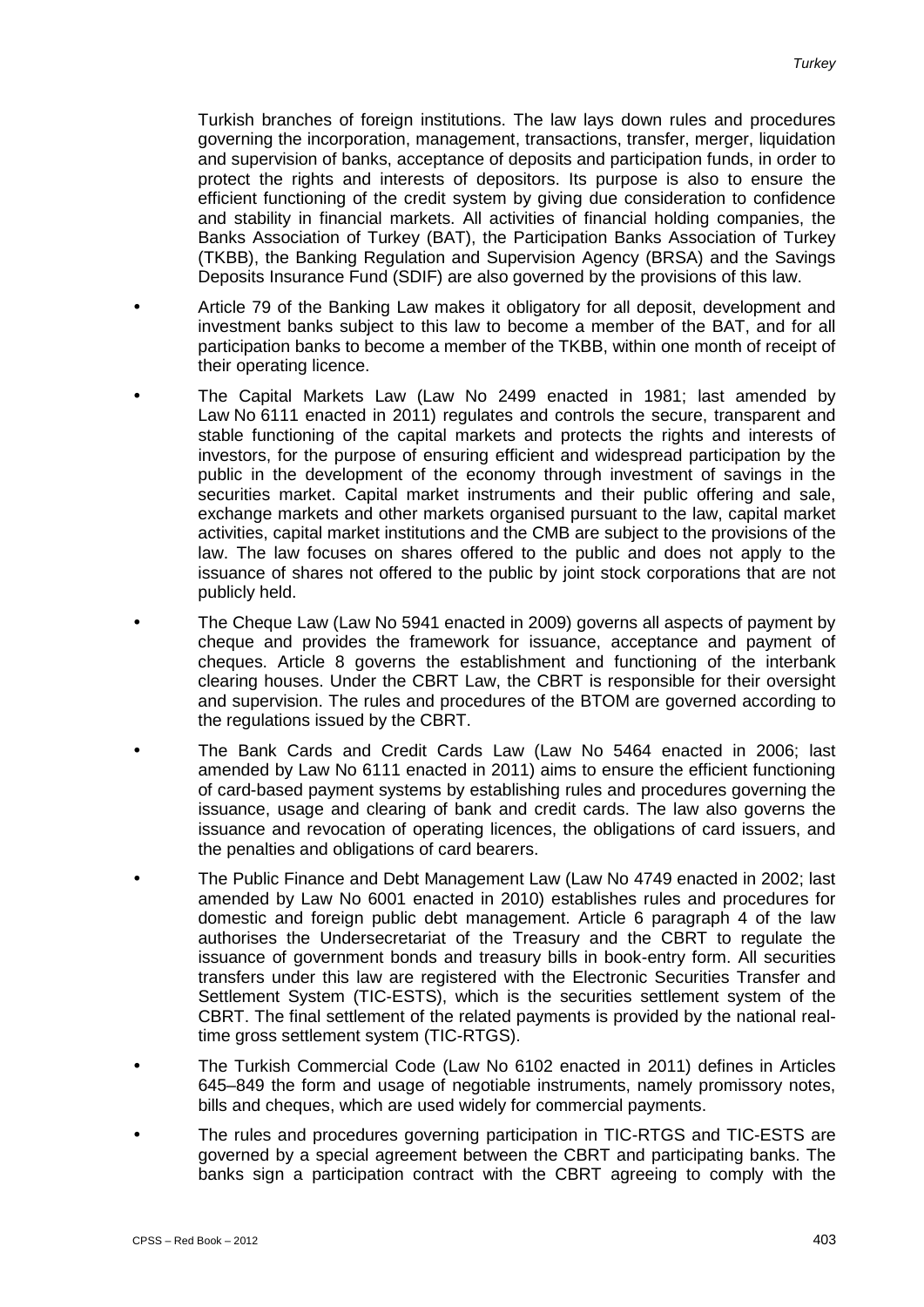Turkish branches of foreign institutions. The law lays down rules and procedures governing the incorporation, management, transactions, transfer, merger, liquidation and supervision of banks, acceptance of deposits and participation funds, in order to protect the rights and interests of depositors. Its purpose is also to ensure the efficient functioning of the credit system by giving due consideration to confidence and stability in financial markets. All activities of financial holding companies, the Banks Association of Turkey (BAT), the Participation Banks Association of Turkey (TKBB), the Banking Regulation and Supervision Agency (BRSA) and the Savings Deposits Insurance Fund (SDIF) are also governed by the provisions of this law.

- Article 79 of the Banking Law makes it obligatory for all deposit, development and investment banks subject to this law to become a member of the BAT, and for all participation banks to become a member of the TKBB, within one month of receipt of their operating licence.
- The Capital Markets Law (Law No 2499 enacted in 1981; last amended by Law No 6111 enacted in 2011) regulates and controls the secure, transparent and stable functioning of the capital markets and protects the rights and interests of investors, for the purpose of ensuring efficient and widespread participation by the public in the development of the economy through investment of savings in the securities market. Capital market instruments and their public offering and sale, exchange markets and other markets organised pursuant to the law, capital market activities, capital market institutions and the CMB are subject to the provisions of the law. The law focuses on shares offered to the public and does not apply to the issuance of shares not offered to the public by joint stock corporations that are not publicly held.
- The Cheque Law (Law No 5941 enacted in 2009) governs all aspects of payment by cheque and provides the framework for issuance, acceptance and payment of cheques. Article 8 governs the establishment and functioning of the interbank clearing houses. Under the CBRT Law, the CBRT is responsible for their oversight and supervision. The rules and procedures of the BTOM are governed according to the regulations issued by the CBRT.
- The Bank Cards and Credit Cards Law (Law No 5464 enacted in 2006; last amended by Law No 6111 enacted in 2011) aims to ensure the efficient functioning of card-based payment systems by establishing rules and procedures governing the issuance, usage and clearing of bank and credit cards. The law also governs the issuance and revocation of operating licences, the obligations of card issuers, and the penalties and obligations of card bearers.
- The Public Finance and Debt Management Law (Law No 4749 enacted in 2002; last amended by Law No 6001 enacted in 2010) establishes rules and procedures for domestic and foreign public debt management. Article 6 paragraph 4 of the law authorises the Undersecretariat of the Treasury and the CBRT to regulate the issuance of government bonds and treasury bills in book-entry form. All securities transfers under this law are registered with the Electronic Securities Transfer and Settlement System (TIC-ESTS), which is the securities settlement system of the CBRT. The final settlement of the related payments is provided by the national real-time gross settlement system (TIC-RTGS).
- The Turkish Commercial Code (Law No 6102 enacted in 2011) defines in Articles 645–849 the form and usage of negotiable instruments, namely promissory notes, bills and cheques, which are used widely for commercial payments.
- The rules and procedures governing participation in TIC-RTGS and TIC-ESTS are governed by a special agreement between the CBRT and participating banks. The banks sign a participation contract with the CBRT agreeing to comply with the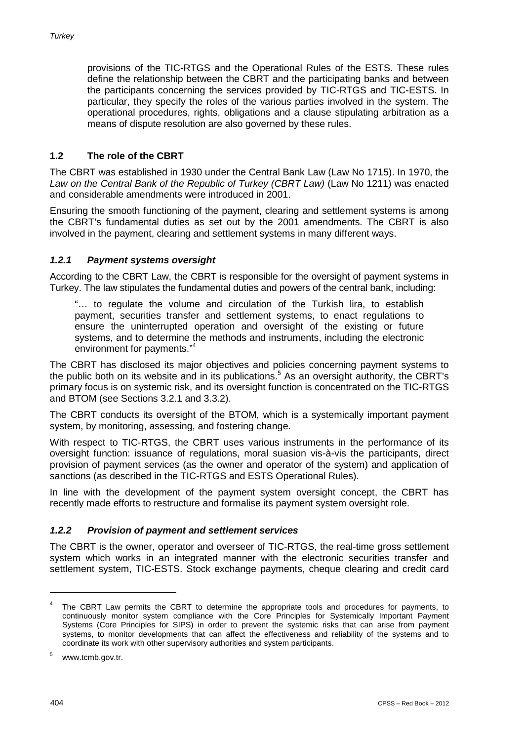provisions of the TIC-RTGS and the Operational Rules of the ESTS. These rules define the relationship between the CBRT and the participating banks and between the participants concerning the services provided by TIC-RTGS and TIC-ESTS. In particular, they specify the roles of the various parties involved in the system. The operational procedures, rights, obligations and a clause stipulating arbitration as a means of dispute resolution are also governed by these rules.

## 1.2 The role of the CBRT

The CBRT was established in 1930 under the Central Bank Law (Law No 1715). In 1970, the *Law on the Central Bank of the Republic of Turkey (CBRT Law)* (Law No 1211) was enacted and considerable amendments were introduced in 2001.

Ensuring the smooth functioning of the payment, clearing and settlement systems is among the CBRT's fundamental duties as set out by the 2001 amendments. The CBRT is also involved in the payment, clearing and settlement systems in many different ways.

### *1.2.1 Payment systems oversight*

According to the CBRT Law, the CBRT is responsible for the oversight of payment systems in Turkey. The law stipulates the fundamental duties and powers of the central bank, including:

> "… to regulate the volume and circulation of the Turkish lira, to establish payment, securities transfer and settlement systems, to enact regulations to ensure the uninterrupted operation and oversight of the existing or future systems, and to determine the methods and instruments, including the electronic environment for payments."[4]

The CBRT has disclosed its major objectives and policies concerning payment systems to the public both on its website and in its publications.[5] As an oversight authority, the CBRT's primary focus is on systemic risk, and its oversight function is concentrated on the TIC-RTGS and BTOM (see Sections 3.2.1 and 3.3.2).

The CBRT conducts its oversight of the BTOM, which is a systemically important payment system, by monitoring, assessing, and fostering change.

With respect to TIC-RTGS, the CBRT uses various instruments in the performance of its oversight function: issuance of regulations, moral suasion vis-à-vis the participants, direct provision of payment services (as the owner and operator of the system) and application of sanctions (as described in the TIC-RTGS and ESTS Operational Rules).

In line with the development of the payment system oversight concept, the CBRT has recently made efforts to restructure and formalise its payment system oversight role.

### *1.2.2 Provision of payment and settlement services*

The CBRT is the owner, operator and overseer of TIC-RTGS, the real-time gross settlement system which works in an integrated manner with the electronic securities transfer and settlement system, TIC-ESTS. Stock exchange payments, cheque clearing and credit card

---

[4] The CBRT Law permits the CBRT to determine the appropriate tools and procedures for payments, to continuously monitor system compliance with the Core Principles for Systemically Important Payment Systems (Core Principles for SIPS) in order to prevent the systemic risks that can arise from payment systems, to monitor developments that can affect the effectiveness and reliability of the systems and to coordinate its work with other supervisory authorities and system participants.

[5] www.tcmb.gov.tr.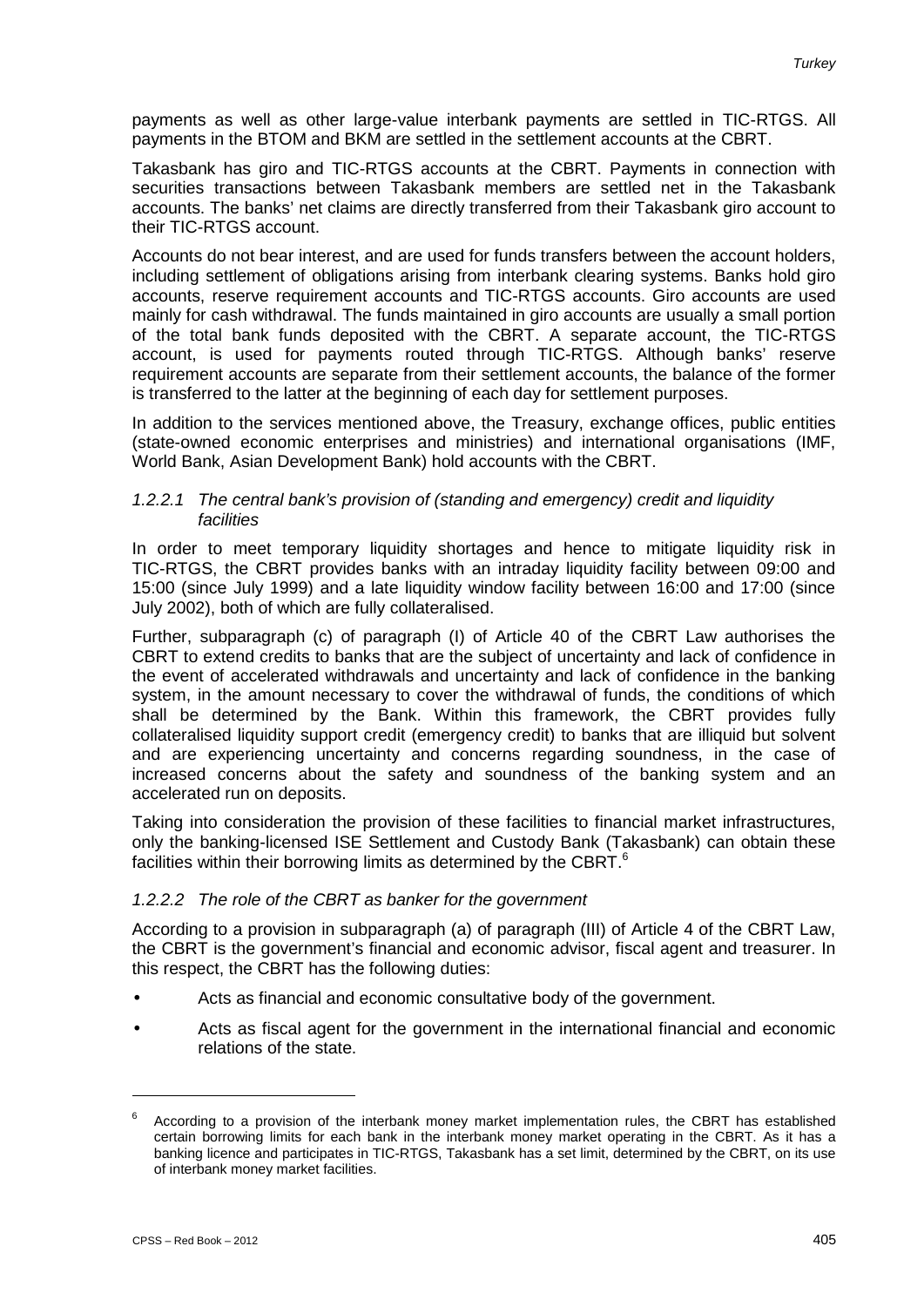payments as well as other large-value interbank payments are settled in TIC-RTGS. All payments in the BTOM and BKM are settled in the settlement accounts at the CBRT.

Takasbank has giro and TIC-RTGS accounts at the CBRT. Payments in connection with securities transactions between Takasbank members are settled net in the Takasbank accounts. The banks' net claims are directly transferred from their Takasbank giro account to their TIC-RTGS account.

Accounts do not bear interest, and are used for funds transfers between the account holders, including settlement of obligations arising from interbank clearing systems. Banks hold giro accounts, reserve requirement accounts and TIC-RTGS accounts. Giro accounts are used mainly for cash withdrawal. The funds maintained in giro accounts are usually a small portion of the total bank funds deposited with the CBRT. A separate account, the TIC-RTGS account, is used for payments routed through TIC-RTGS. Although banks' reserve requirement accounts are separate from their settlement accounts, the balance of the former is transferred to the latter at the beginning of each day for settlement purposes.

In addition to the services mentioned above, the Treasury, exchange offices, public entities (state-owned economic enterprises and ministries) and international organisations (IMF, World Bank, Asian Development Bank) hold accounts with the CBRT.

#### *1.2.2.1 The central bank's provision of (standing and emergency) credit and liquidity facilities*

In order to meet temporary liquidity shortages and hence to mitigate liquidity risk in TIC-RTGS, the CBRT provides banks with an intraday liquidity facility between 09:00 and 15:00 (since July 1999) and a late liquidity window facility between 16:00 and 17:00 (since July 2002), both of which are fully collateralised.

Further, subparagraph (c) of paragraph (I) of Article 40 of the CBRT Law authorises the CBRT to extend credits to banks that are the subject of uncertainty and lack of confidence in the event of accelerated withdrawals and uncertainty and lack of confidence in the banking system, in the amount necessary to cover the withdrawal of funds, the conditions of which shall be determined by the Bank. Within this framework, the CBRT provides fully collateralised liquidity support credit (emergency credit) to banks that are illiquid but solvent and are experiencing uncertainty and concerns regarding soundness, in the case of increased concerns about the safety and soundness of the banking system and an accelerated run on deposits.

Taking into consideration the provision of these facilities to financial market infrastructures, only the banking-licensed ISE Settlement and Custody Bank (Takasbank) can obtain these facilities within their borrowing limits as determined by the CBRT.[6]

#### *1.2.2.2 The role of the CBRT as banker for the government*

According to a provision in subparagraph (a) of paragraph (III) of Article 4 of the CBRT Law, the CBRT is the government's financial and economic advisor, fiscal agent and treasurer. In this respect, the CBRT has the following duties:

- Acts as financial and economic consultative body of the government.
- Acts as fiscal agent for the government in the international financial and economic relations of the state.

---

[6] According to a provision of the interbank money market implementation rules, the CBRT has established certain borrowing limits for each bank in the interbank money market operating in the CBRT. As it has a banking licence and participates in TIC-RTGS, Takasbank has a set limit, determined by the CBRT, on its use of interbank money market facilities.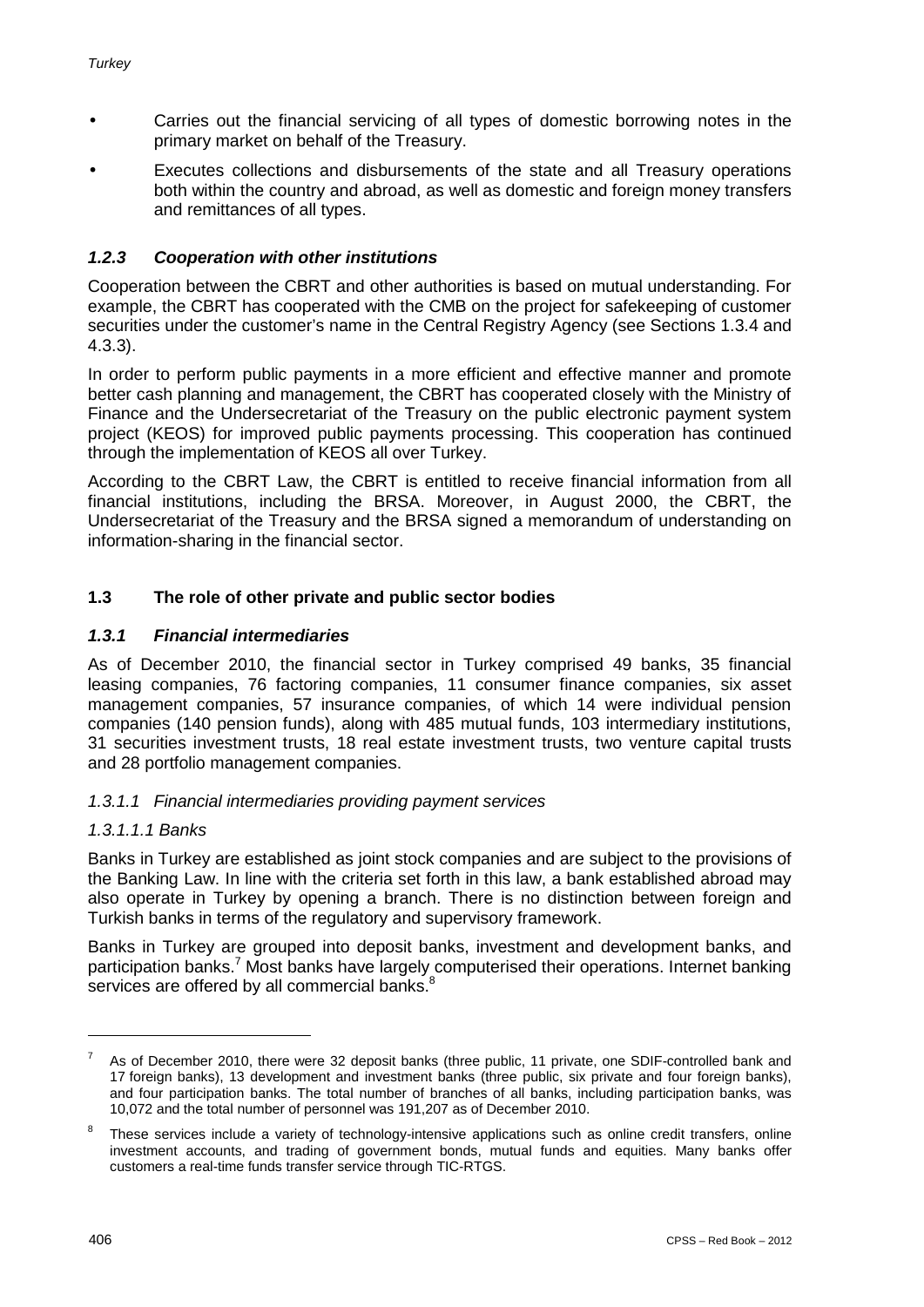- Carries out the financial servicing of all types of domestic borrowing notes in the primary market on behalf of the Treasury.
- Executes collections and disbursements of the state and all Treasury operations both within the country and abroad, as well as domestic and foreign money transfers and remittances of all types.

### *1.2.3 Cooperation with other institutions*

Cooperation between the CBRT and other authorities is based on mutual understanding. For example, the CBRT has cooperated with the CMB on the project for safekeeping of customer securities under the customer's name in the Central Registry Agency (see Sections 1.3.4 and 4.3.3).

In order to perform public payments in a more efficient and effective manner and promote better cash planning and management, the CBRT has cooperated closely with the Ministry of Finance and the Undersecretariat of the Treasury on the public electronic payment system project (KEOS) for improved public payments processing. This cooperation has continued through the implementation of KEOS all over Turkey.

According to the CBRT Law, the CBRT is entitled to receive financial information from all financial institutions, including the BRSA. Moreover, in August 2000, the CBRT, the Undersecretariat of the Treasury and the BRSA signed a memorandum of understanding on information-sharing in the financial sector.

## 1.3 The role of other private and public sector bodies

### *1.3.1 Financial intermediaries*

As of December 2010, the financial sector in Turkey comprised 49 banks, 35 financial leasing companies, 76 factoring companies, 11 consumer finance companies, six asset management companies, 57 insurance companies, of which 14 were individual pension companies (140 pension funds), along with 485 mutual funds, 103 intermediary institutions, 31 securities investment trusts, 18 real estate investment trusts, two venture capital trusts and 28 portfolio management companies.

#### *1.3.1.1 Financial intermediaries providing payment services*

##### *1.3.1.1.1 Banks*

Banks in Turkey are established as joint stock companies and are subject to the provisions of the Banking Law. In line with the criteria set forth in this law, a bank established abroad may also operate in Turkey by opening a branch. There is no distinction between foreign and Turkish banks in terms of the regulatory and supervisory framework.

Banks in Turkey are grouped into deposit banks, investment and development banks, and participation banks.[7] Most banks have largely computerised their operations. Internet banking services are offered by all commercial banks.[8]

---

[7] As of December 2010, there were 32 deposit banks (three public, 11 private, one SDIF-controlled bank and 17 foreign banks), 13 development and investment banks (three public, six private and four foreign banks), and four participation banks. The total number of branches of all banks, including participation banks, was 10,072 and the total number of personnel was 191,207 as of December 2010.

[8] These services include a variety of technology-intensive applications such as online credit transfers, online investment accounts, and trading of government bonds, mutual funds and equities. Many banks offer customers a real-time funds transfer service through TIC-RTGS.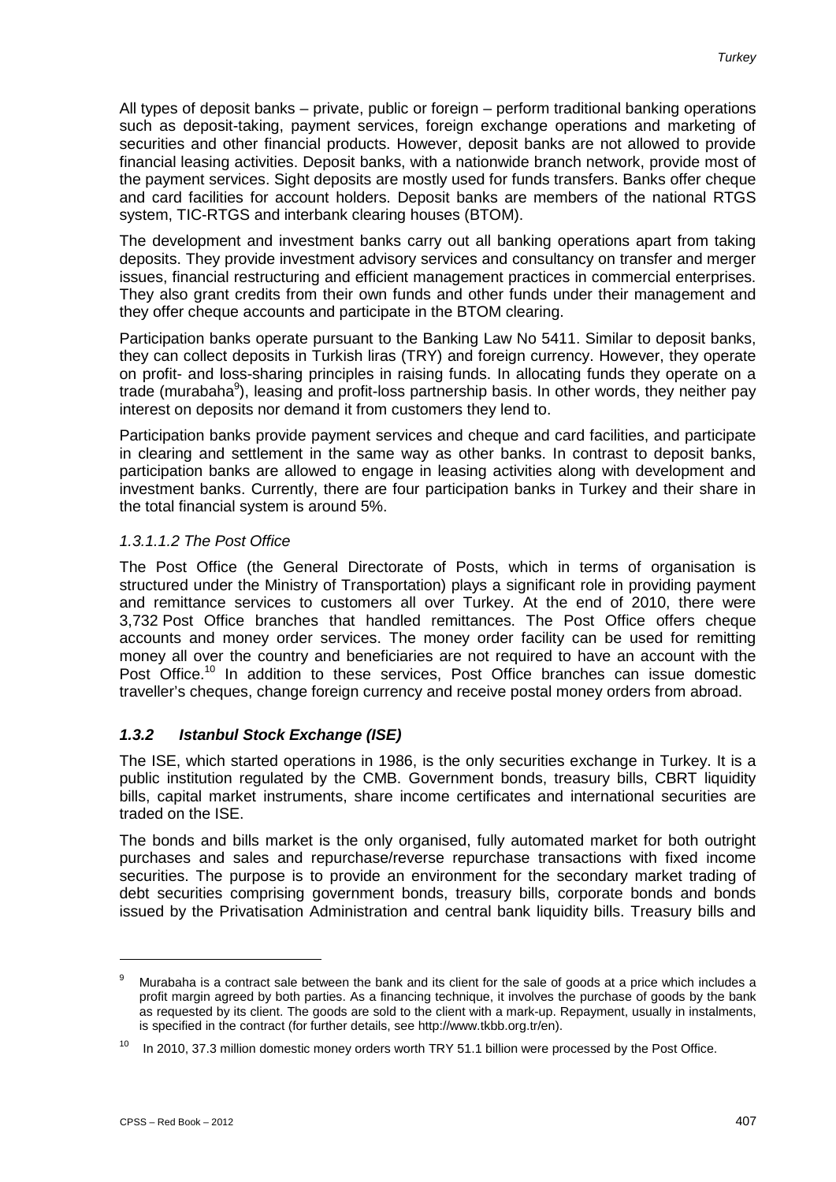All types of deposit banks – private, public or foreign – perform traditional banking operations such as deposit-taking, payment services, foreign exchange operations and marketing of securities and other financial products. However, deposit banks are not allowed to provide financial leasing activities. Deposit banks, with a nationwide branch network, provide most of the payment services. Sight deposits are mostly used for funds transfers. Banks offer cheque and card facilities for account holders. Deposit banks are members of the national RTGS system, TIC-RTGS and interbank clearing houses (BTOM).

The development and investment banks carry out all banking operations apart from taking deposits. They provide investment advisory services and consultancy on transfer and merger issues, financial restructuring and efficient management practices in commercial enterprises. They also grant credits from their own funds and other funds under their management and they offer cheque accounts and participate in the BTOM clearing.

Participation banks operate pursuant to the Banking Law No 5411. Similar to deposit banks, they can collect deposits in Turkish liras (TRY) and foreign currency. However, they operate on profit- and loss-sharing principles in raising funds. In allocating funds they operate on a trade (murabaha[9]), leasing and profit-loss partnership basis. In other words, they neither pay interest on deposits nor demand it from customers they lend to.

Participation banks provide payment services and cheque and card facilities, and participate in clearing and settlement in the same way as other banks. In contrast to deposit banks, participation banks are allowed to engage in leasing activities along with development and investment banks. Currently, there are four participation banks in Turkey and their share in the total financial system is around 5%.

#### *1.3.1.1.2 The Post Office*

The Post Office (the General Directorate of Posts, which in terms of organisation is structured under the Ministry of Transportation) plays a significant role in providing payment and remittance services to customers all over Turkey. At the end of 2010, there were 3,732 Post Office branches that handled remittances. The Post Office offers cheque accounts and money order services. The money order facility can be used for remitting money all over the country and beneficiaries are not required to have an account with the Post Office.[10] In addition to these services, Post Office branches can issue domestic traveller's cheques, change foreign currency and receive postal money orders from abroad.

### *1.3.2 Istanbul Stock Exchange (ISE)*

The ISE, which started operations in 1986, is the only securities exchange in Turkey. It is a public institution regulated by the CMB. Government bonds, treasury bills, CBRT liquidity bills, capital market instruments, share income certificates and international securities are traded on the ISE.

The bonds and bills market is the only organised, fully automated market for both outright purchases and sales and repurchase/reverse repurchase transactions with fixed income securities. The purpose is to provide an environment for the secondary market trading of debt securities comprising government bonds, treasury bills, corporate bonds and bonds issued by the Privatisation Administration and central bank liquidity bills. Treasury bills and

---

[9] Murabaha is a contract sale between the bank and its client for the sale of goods at a price which includes a profit margin agreed by both parties. As a financing technique, it involves the purchase of goods by the bank as requested by its client. The goods are sold to the client with a mark-up. Repayment, usually in instalments, is specified in the contract (for further details, see http://www.tkbb.org.tr/en).

[10] In 2010, 37.3 million domestic money orders worth TRY 51.1 billion were processed by the Post Office.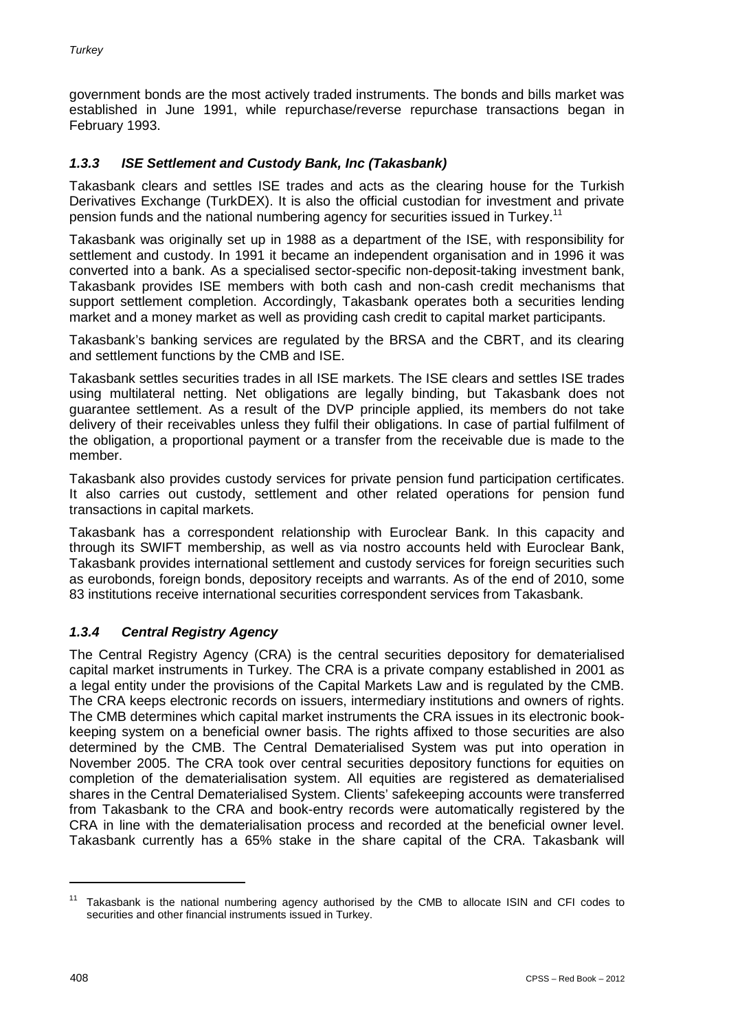government bonds are the most actively traded instruments. The bonds and bills market was established in June 1991, while repurchase/reverse repurchase transactions began in February 1993.

### *1.3.3 ISE Settlement and Custody Bank, Inc (Takasbank)*

Takasbank clears and settles ISE trades and acts as the clearing house for the Turkish Derivatives Exchange (TurkDEX). It is also the official custodian for investment and private pension funds and the national numbering agency for securities issued in Turkey.[11]

Takasbank was originally set up in 1988 as a department of the ISE, with responsibility for settlement and custody. In 1991 it became an independent organisation and in 1996 it was converted into a bank. As a specialised sector-specific non-deposit-taking investment bank, Takasbank provides ISE members with both cash and non-cash credit mechanisms that support settlement completion. Accordingly, Takasbank operates both a securities lending market and a money market as well as providing cash credit to capital market participants.

Takasbank's banking services are regulated by the BRSA and the CBRT, and its clearing and settlement functions by the CMB and ISE.

Takasbank settles securities trades in all ISE markets. The ISE clears and settles ISE trades using multilateral netting. Net obligations are legally binding, but Takasbank does not guarantee settlement. As a result of the DVP principle applied, its members do not take delivery of their receivables unless they fulfil their obligations. In case of partial fulfilment of the obligation, a proportional payment or a transfer from the receivable due is made to the member.

Takasbank also provides custody services for private pension fund participation certificates. It also carries out custody, settlement and other related operations for pension fund transactions in capital markets.

Takasbank has a correspondent relationship with Euroclear Bank. In this capacity and through its SWIFT membership, as well as via nostro accounts held with Euroclear Bank, Takasbank provides international settlement and custody services for foreign securities such as eurobonds, foreign bonds, depository receipts and warrants. As of the end of 2010, some 83 institutions receive international securities correspondent services from Takasbank.

### *1.3.4 Central Registry Agency*

The Central Registry Agency (CRA) is the central securities depository for dematerialised capital market instruments in Turkey. The CRA is a private company established in 2001 as a legal entity under the provisions of the Capital Markets Law and is regulated by the CMB. The CRA keeps electronic records on issuers, intermediary institutions and owners of rights. The CMB determines which capital market instruments the CRA issues in its electronic book-keeping system on a beneficial owner basis. The rights affixed to those securities are also determined by the CMB. The Central Dematerialised System was put into operation in November 2005. The CRA took over central securities depository functions for equities on completion of the dematerialisation system. All equities are registered as dematerialised shares in the Central Dematerialised System. Clients' safekeeping accounts were transferred from Takasbank to the CRA and book-entry records were automatically registered by the CRA in line with the dematerialisation process and recorded at the beneficial owner level. Takasbank currently has a 65% stake in the share capital of the CRA. Takasbank will

---

[11] Takasbank is the national numbering agency authorised by the CMB to allocate ISIN and CFI codes to securities and other financial instruments issued in Turkey.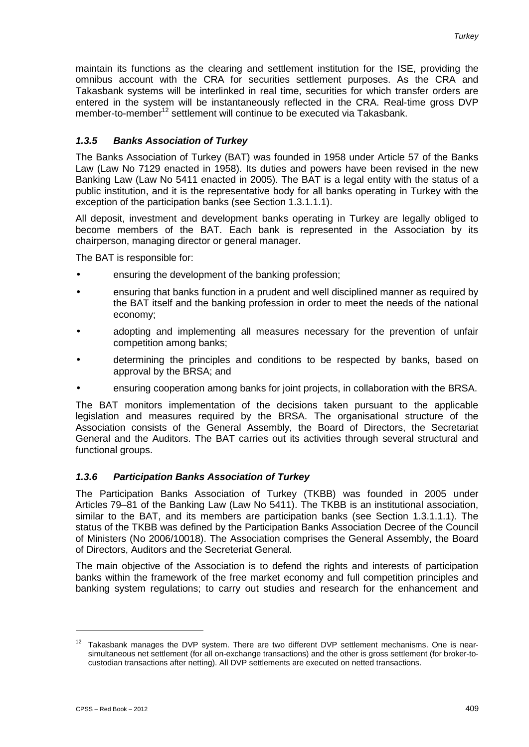maintain its functions as the clearing and settlement institution for the ISE, providing the omnibus account with the CRA for securities settlement purposes. As the CRA and Takasbank systems will be interlinked in real time, securities for which transfer orders are entered in the system will be instantaneously reflected in the CRA. Real-time gross DVP member-to-member[12] settlement will continue to be executed via Takasbank.

### *1.3.5 Banks Association of Turkey*

The Banks Association of Turkey (BAT) was founded in 1958 under Article 57 of the Banks Law (Law No 7129 enacted in 1958). Its duties and powers have been revised in the new Banking Law (Law No 5411 enacted in 2005). The BAT is a legal entity with the status of a public institution, and it is the representative body for all banks operating in Turkey with the exception of the participation banks (see Section 1.3.1.1.1).

All deposit, investment and development banks operating in Turkey are legally obliged to become members of the BAT. Each bank is represented in the Association by its chairperson, managing director or general manager.

The BAT is responsible for:

- ensuring the development of the banking profession;
- ensuring that banks function in a prudent and well disciplined manner as required by the BAT itself and the banking profession in order to meet the needs of the national economy;
- adopting and implementing all measures necessary for the prevention of unfair competition among banks;
- determining the principles and conditions to be respected by banks, based on approval by the BRSA; and
- ensuring cooperation among banks for joint projects, in collaboration with the BRSA.

The BAT monitors implementation of the decisions taken pursuant to the applicable legislation and measures required by the BRSA. The organisational structure of the Association consists of the General Assembly, the Board of Directors, the Secretariat General and the Auditors. The BAT carries out its activities through several structural and functional groups.

### *1.3.6 Participation Banks Association of Turkey*

The Participation Banks Association of Turkey (TKBB) was founded in 2005 under Articles 79–81 of the Banking Law (Law No 5411). The TKBB is an institutional association, similar to the BAT, and its members are participation banks (see Section 1.3.1.1.1). The status of the TKBB was defined by the Participation Banks Association Decree of the Council of Ministers (No 2006/10018). The Association comprises the General Assembly, the Board of Directors, Auditors and the Secreteriat General.

The main objective of the Association is to defend the rights and interests of participation banks within the framework of the free market economy and full competition principles and banking system regulations; to carry out studies and research for the enhancement and

[12] Takasbank manages the DVP system. There are two different DVP settlement mechanisms. One is near-simultaneous net settlement (for all on-exchange transactions) and the other is gross settlement (for broker-to-custodian transactions after netting). All DVP settlements are executed on netted transactions.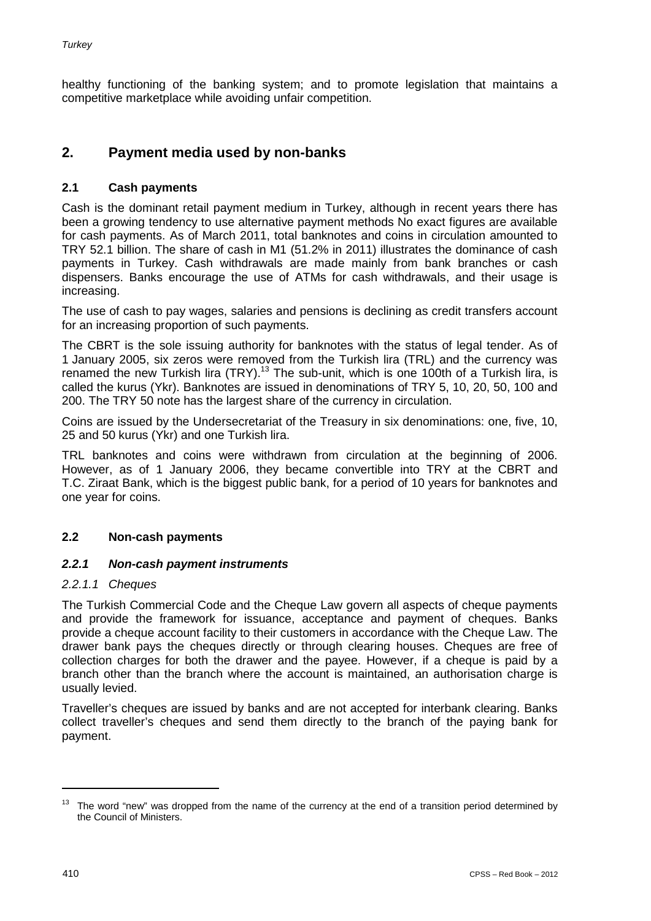healthy functioning of the banking system; and to promote legislation that maintains a competitive marketplace while avoiding unfair competition.

## 2. Payment media used by non-banks

### 2.1 Cash payments

Cash is the dominant retail payment medium in Turkey, although in recent years there has been a growing tendency to use alternative payment methods No exact figures are available for cash payments. As of March 2011, total banknotes and coins in circulation amounted to TRY 52.1 billion. The share of cash in M1 (51.2% in 2011) illustrates the dominance of cash payments in Turkey. Cash withdrawals are made mainly from bank branches or cash dispensers. Banks encourage the use of ATMs for cash withdrawals, and their usage is increasing.

The use of cash to pay wages, salaries and pensions is declining as credit transfers account for an increasing proportion of such payments.

The CBRT is the sole issuing authority for banknotes with the status of legal tender. As of 1 January 2005, six zeros were removed from the Turkish lira (TRL) and the currency was renamed the new Turkish lira (TRY).[13] The sub-unit, which is one 100th of a Turkish lira, is called the kurus (Ykr). Banknotes are issued in denominations of TRY 5, 10, 20, 50, 100 and 200. The TRY 50 note has the largest share of the currency in circulation.

Coins are issued by the Undersecretariat of the Treasury in six denominations: one, five, 10, 25 and 50 kurus (Ykr) and one Turkish lira.

TRL banknotes and coins were withdrawn from circulation at the beginning of 2006. However, as of 1 January 2006, they became convertible into TRY at the CBRT and T.C. Ziraat Bank, which is the biggest public bank, for a period of 10 years for banknotes and one year for coins.

### 2.2 Non-cash payments

#### *2.2.1 Non-cash payment instruments*

*2.2.1.1 Cheques*

The Turkish Commercial Code and the Cheque Law govern all aspects of cheque payments and provide the framework for issuance, acceptance and payment of cheques. Banks provide a cheque account facility to their customers in accordance with the Cheque Law. The drawer bank pays the cheques directly or through clearing houses. Cheques are free of collection charges for both the drawer and the payee. However, if a cheque is paid by a branch other than the branch where the account is maintained, an authorisation charge is usually levied.

Traveller's cheques are issued by banks and are not accepted for interbank clearing. Banks collect traveller's cheques and send them directly to the branch of the paying bank for payment.

---

[13] The word "new" was dropped from the name of the currency at the end of a transition period determined by the Council of Ministers.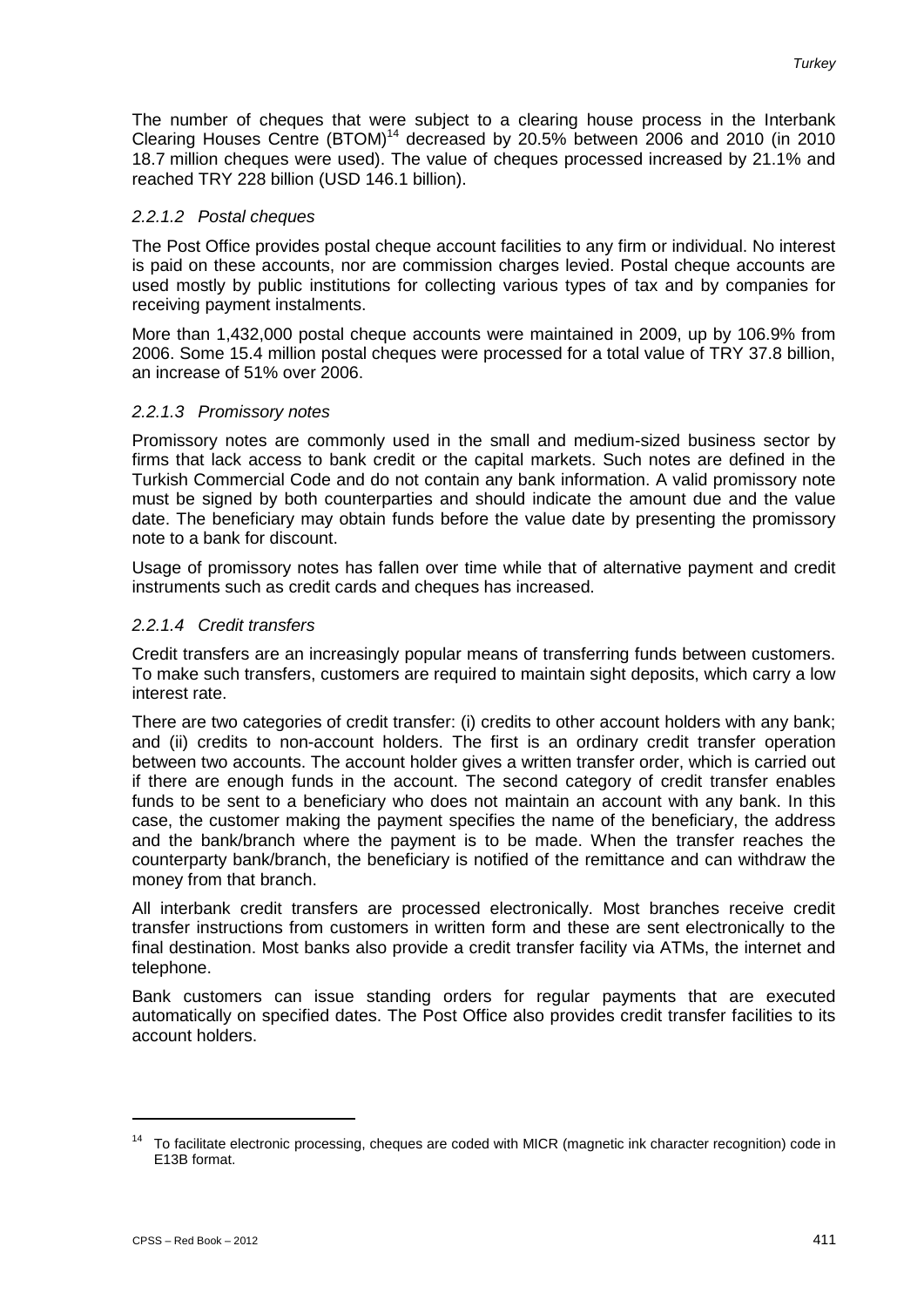The number of cheques that were subject to a clearing house process in the Interbank Clearing Houses Centre (BTOM)[14] decreased by 20.5% between 2006 and 2010 (in 2010 18.7 million cheques were used). The value of cheques processed increased by 21.1% and reached TRY 228 billion (USD 146.1 billion).

#### *2.2.1.2 Postal cheques*

The Post Office provides postal cheque account facilities to any firm or individual. No interest is paid on these accounts, nor are commission charges levied. Postal cheque accounts are used mostly by public institutions for collecting various types of tax and by companies for receiving payment instalments.

More than 1,432,000 postal cheque accounts were maintained in 2009, up by 106.9% from 2006. Some 15.4 million postal cheques were processed for a total value of TRY 37.8 billion, an increase of 51% over 2006.

#### *2.2.1.3 Promissory notes*

Promissory notes are commonly used in the small and medium-sized business sector by firms that lack access to bank credit or the capital markets. Such notes are defined in the Turkish Commercial Code and do not contain any bank information. A valid promissory note must be signed by both counterparties and should indicate the amount due and the value date. The beneficiary may obtain funds before the value date by presenting the promissory note to a bank for discount.

Usage of promissory notes has fallen over time while that of alternative payment and credit instruments such as credit cards and cheques has increased.

#### *2.2.1.4 Credit transfers*

Credit transfers are an increasingly popular means of transferring funds between customers. To make such transfers, customers are required to maintain sight deposits, which carry a low interest rate.

There are two categories of credit transfer: (i) credits to other account holders with any bank; and (ii) credits to non-account holders. The first is an ordinary credit transfer operation between two accounts. The account holder gives a written transfer order, which is carried out if there are enough funds in the account. The second category of credit transfer enables funds to be sent to a beneficiary who does not maintain an account with any bank. In this case, the customer making the payment specifies the name of the beneficiary, the address and the bank/branch where the payment is to be made. When the transfer reaches the counterparty bank/branch, the beneficiary is notified of the remittance and can withdraw the money from that branch.

All interbank credit transfers are processed electronically. Most branches receive credit transfer instructions from customers in written form and these are sent electronically to the final destination. Most banks also provide a credit transfer facility via ATMs, the internet and telephone.

Bank customers can issue standing orders for regular payments that are executed automatically on specified dates. The Post Office also provides credit transfer facilities to its account holders.

---

[14] To facilitate electronic processing, cheques are coded with MICR (magnetic ink character recognition) code in E13B format.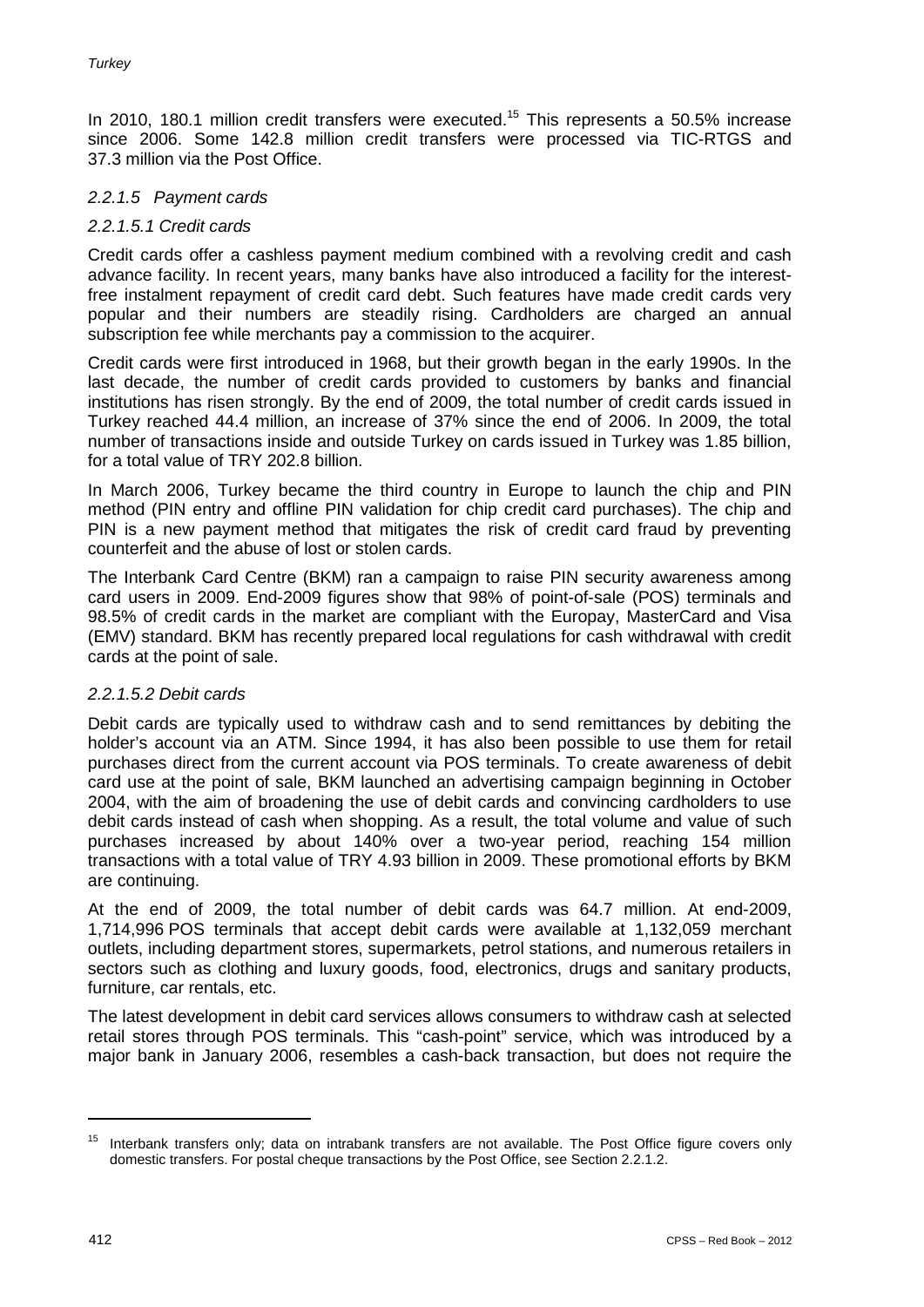In 2010, 180.1 million credit transfers were executed.[15] This represents a 50.5% increase since 2006. Some 142.8 million credit transfers were processed via TIC-RTGS and 37.3 million via the Post Office.

#### *2.2.1.5 Payment cards*

##### *2.2.1.5.1 Credit cards*

Credit cards offer a cashless payment medium combined with a revolving credit and cash advance facility. In recent years, many banks have also introduced a facility for the interest-free instalment repayment of credit card debt. Such features have made credit cards very popular and their numbers are steadily rising. Cardholders are charged an annual subscription fee while merchants pay a commission to the acquirer.

Credit cards were first introduced in 1968, but their growth began in the early 1990s. In the last decade, the number of credit cards provided to customers by banks and financial institutions has risen strongly. By the end of 2009, the total number of credit cards issued in Turkey reached 44.4 million, an increase of 37% since the end of 2006. In 2009, the total number of transactions inside and outside Turkey on cards issued in Turkey was 1.85 billion, for a total value of TRY 202.8 billion.

In March 2006, Turkey became the third country in Europe to launch the chip and PIN method (PIN entry and offline PIN validation for chip credit card purchases). The chip and PIN is a new payment method that mitigates the risk of credit card fraud by preventing counterfeit and the abuse of lost or stolen cards.

The Interbank Card Centre (BKM) ran a campaign to raise PIN security awareness among card users in 2009. End-2009 figures show that 98% of point-of-sale (POS) terminals and 98.5% of credit cards in the market are compliant with the Europay, MasterCard and Visa (EMV) standard. BKM has recently prepared local regulations for cash withdrawal with credit cards at the point of sale.

##### *2.2.1.5.2 Debit cards*

Debit cards are typically used to withdraw cash and to send remittances by debiting the holder's account via an ATM. Since 1994, it has also been possible to use them for retail purchases direct from the current account via POS terminals. To create awareness of debit card use at the point of sale, BKM launched an advertising campaign beginning in October 2004, with the aim of broadening the use of debit cards and convincing cardholders to use debit cards instead of cash when shopping. As a result, the total volume and value of such purchases increased by about 140% over a two-year period, reaching 154 million transactions with a total value of TRY 4.93 billion in 2009. These promotional efforts by BKM are continuing.

At the end of 2009, the total number of debit cards was 64.7 million. At end-2009, 1,714,996 POS terminals that accept debit cards were available at 1,132,059 merchant outlets, including department stores, supermarkets, petrol stations, and numerous retailers in sectors such as clothing and luxury goods, food, electronics, drugs and sanitary products, furniture, car rentals, etc.

The latest development in debit card services allows consumers to withdraw cash at selected retail stores through POS terminals. This "cash-point" service, which was introduced by a major bank in January 2006, resembles a cash-back transaction, but does not require the

---

[15] Interbank transfers only; data on intrabank transfers are not available. The Post Office figure covers only domestic transfers. For postal cheque transactions by the Post Office, see Section 2.2.1.2.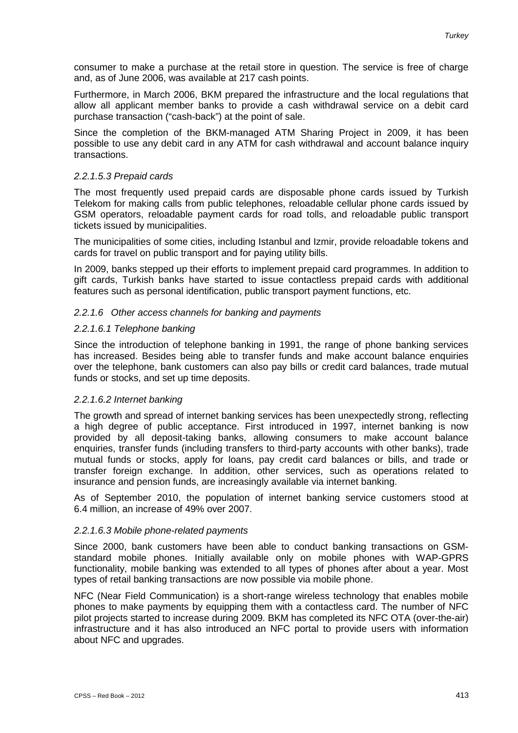consumer to make a purchase at the retail store in question. The service is free of charge and, as of June 2006, was available at 217 cash points.

Furthermore, in March 2006, BKM prepared the infrastructure and the local regulations that allow all applicant member banks to provide a cash withdrawal service on a debit card purchase transaction ("cash-back") at the point of sale.

Since the completion of the BKM-managed ATM Sharing Project in 2009, it has been possible to use any debit card in any ATM for cash withdrawal and account balance inquiry transactions.

#### *2.2.1.5.3 Prepaid cards*

The most frequently used prepaid cards are disposable phone cards issued by Turkish Telekom for making calls from public telephones, reloadable cellular phone cards issued by GSM operators, reloadable payment cards for road tolls, and reloadable public transport tickets issued by municipalities.

The municipalities of some cities, including Istanbul and Izmir, provide reloadable tokens and cards for travel on public transport and for paying utility bills.

In 2009, banks stepped up their efforts to implement prepaid card programmes. In addition to gift cards, Turkish banks have started to issue contactless prepaid cards with additional features such as personal identification, public transport payment functions, etc.

### *2.2.1.6 Other access channels for banking and payments*

#### *2.2.1.6.1 Telephone banking*

Since the introduction of telephone banking in 1991, the range of phone banking services has increased. Besides being able to transfer funds and make account balance enquiries over the telephone, bank customers can also pay bills or credit card balances, trade mutual funds or stocks, and set up time deposits.

#### *2.2.1.6.2 Internet banking*

The growth and spread of internet banking services has been unexpectedly strong, reflecting a high degree of public acceptance. First introduced in 1997, internet banking is now provided by all deposit-taking banks, allowing consumers to make account balance enquiries, transfer funds (including transfers to third-party accounts with other banks), trade mutual funds or stocks, apply for loans, pay credit card balances or bills, and trade or transfer foreign exchange. In addition, other services, such as operations related to insurance and pension funds, are increasingly available via internet banking.

As of September 2010, the population of internet banking service customers stood at 6.4 million, an increase of 49% over 2007.

#### *2.2.1.6.3 Mobile phone-related payments*

Since 2000, bank customers have been able to conduct banking transactions on GSM-standard mobile phones. Initially available only on mobile phones with WAP-GPRS functionality, mobile banking was extended to all types of phones after about a year. Most types of retail banking transactions are now possible via mobile phone.

NFC (Near Field Communication) is a short-range wireless technology that enables mobile phones to make payments by equipping them with a contactless card. The number of NFC pilot projects started to increase during 2009. BKM has completed its NFC OTA (over-the-air) infrastructure and it has also introduced an NFC portal to provide users with information about NFC and upgrades.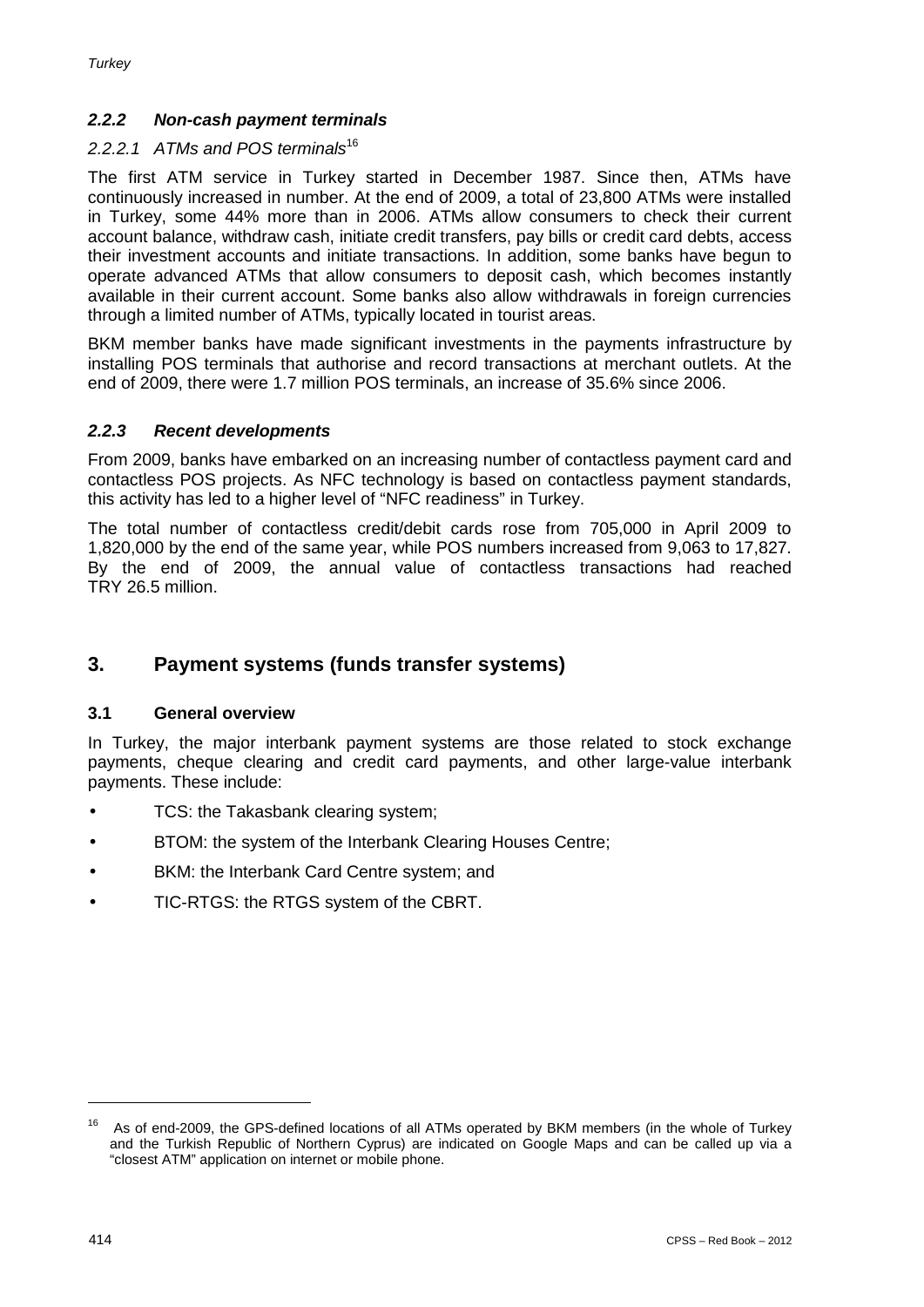### *2.2.2 Non-cash payment terminals*

*2.2.2.1 ATMs and POS terminals*[16]

The first ATM service in Turkey started in December 1987. Since then, ATMs have continuously increased in number. At the end of 2009, a total of 23,800 ATMs were installed in Turkey, some 44% more than in 2006. ATMs allow consumers to check their current account balance, withdraw cash, initiate credit transfers, pay bills or credit card debts, access their investment accounts and initiate transactions. In addition, some banks have begun to operate advanced ATMs that allow consumers to deposit cash, which becomes instantly available in their current account. Some banks also allow withdrawals in foreign currencies through a limited number of ATMs, typically located in tourist areas.

BKM member banks have made significant investments in the payments infrastructure by installing POS terminals that authorise and record transactions at merchant outlets. At the end of 2009, there were 1.7 million POS terminals, an increase of 35.6% since 2006.

### *2.2.3 Recent developments*

From 2009, banks have embarked on an increasing number of contactless payment card and contactless POS projects. As NFC technology is based on contactless payment standards, this activity has led to a higher level of "NFC readiness" in Turkey.

The total number of contactless credit/debit cards rose from 705,000 in April 2009 to 1,820,000 by the end of the same year, while POS numbers increased from 9,063 to 17,827. By the end of 2009, the annual value of contactless transactions had reached TRY 26.5 million.

## 3. Payment systems (funds transfer systems)

### 3.1 General overview

In Turkey, the major interbank payment systems are those related to stock exchange payments, cheque clearing and credit card payments, and other large-value interbank payments. These include:

- TCS: the Takasbank clearing system;
- BTOM: the system of the Interbank Clearing Houses Centre;
- BKM: the Interbank Card Centre system; and
- TIC-RTGS: the RTGS system of the CBRT.

[16] As of end-2009, the GPS-defined locations of all ATMs operated by BKM members (in the whole of Turkey and the Turkish Republic of Northern Cyprus) are indicated on Google Maps and can be called up via a "closest ATM" application on internet or mobile phone.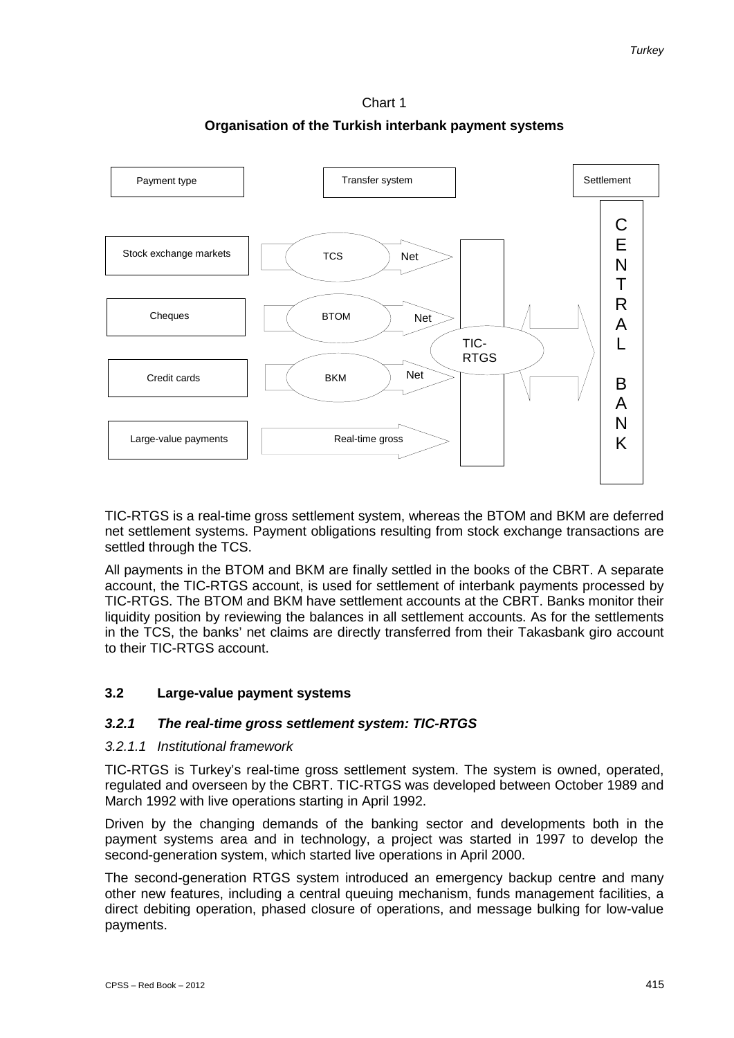Chart 1

**Organisation of the Turkish interbank payment systems**

Payment type

Transfer system

Settlement

Stock exchange markets

TCS

Net

Cheques

BTOM

Net

Credit cards

BKM

Net

Large-value payments

Real-time gross

TIC-RTGS

CENTRAL BANK

TIC-RTGS is a real-time gross settlement system, whereas the BTOM and BKM are deferred net settlement systems. Payment obligations resulting from stock exchange transactions are settled through the TCS.

All payments in the BTOM and BKM are finally settled in the books of the CBRT. A separate account, the TIC-RTGS account, is used for settlement of interbank payments processed by TIC-RTGS. The BTOM and BKM have settlement accounts at the CBRT. Banks monitor their liquidity position by reviewing the balances in all settlement accounts. As for the settlements in the TCS, the banks' net claims are directly transferred from their Takasbank giro account to their TIC-RTGS account.

## 3.2 Large-value payment systems

### *3.2.1 The real-time gross settlement system: TIC-RTGS*

#### *3.2.1.1 Institutional framework*

TIC-RTGS is Turkey's real-time gross settlement system. The system is owned, operated, regulated and overseen by the CBRT. TIC-RTGS was developed between October 1989 and March 1992 with live operations starting in April 1992.

Driven by the changing demands of the banking sector and developments both in the payment systems area and in technology, a project was started in 1997 to develop the second-generation system, which started live operations in April 2000.

The second-generation RTGS system introduced an emergency backup centre and many other new features, including a central queuing mechanism, funds management facilities, a direct debiting operation, phased closure of operations, and message bulking for low-value payments.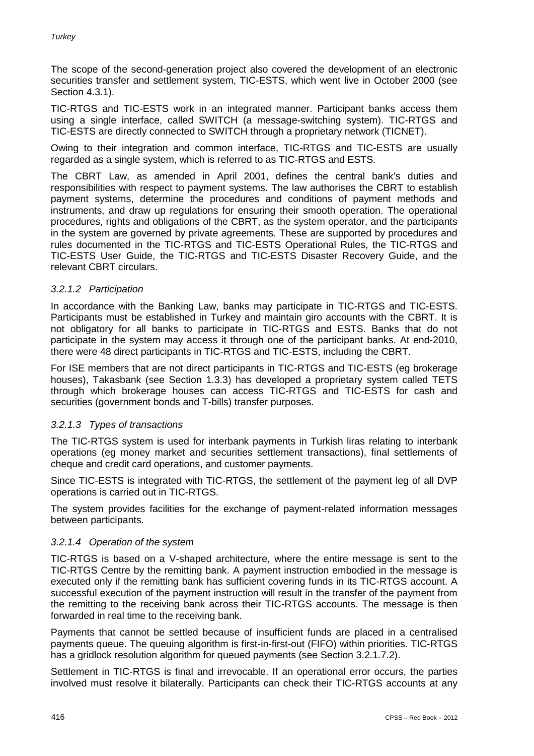The scope of the second-generation project also covered the development of an electronic securities transfer and settlement system, TIC-ESTS, which went live in October 2000 (see Section 4.3.1).

TIC-RTGS and TIC-ESTS work in an integrated manner. Participant banks access them using a single interface, called SWITCH (a message-switching system). TIC-RTGS and TIC-ESTS are directly connected to SWITCH through a proprietary network (TICNET).

Owing to their integration and common interface, TIC-RTGS and TIC-ESTS are usually regarded as a single system, which is referred to as TIC-RTGS and ESTS.

The CBRT Law, as amended in April 2001, defines the central bank's duties and responsibilities with respect to payment systems. The law authorises the CBRT to establish payment systems, determine the procedures and conditions of payment methods and instruments, and draw up regulations for ensuring their smooth operation. The operational procedures, rights and obligations of the CBRT, as the system operator, and the participants in the system are governed by private agreements. These are supported by procedures and rules documented in the TIC-RTGS and TIC-ESTS Operational Rules, the TIC-RTGS and TIC-ESTS User Guide, the TIC-RTGS and TIC-ESTS Disaster Recovery Guide, and the relevant CBRT circulars.

#### *3.2.1.2 Participation*

In accordance with the Banking Law, banks may participate in TIC-RTGS and TIC-ESTS. Participants must be established in Turkey and maintain giro accounts with the CBRT. It is not obligatory for all banks to participate in TIC-RTGS and ESTS. Banks that do not participate in the system may access it through one of the participant banks. At end-2010, there were 48 direct participants in TIC-RTGS and TIC-ESTS, including the CBRT.

For ISE members that are not direct participants in TIC-RTGS and TIC-ESTS (eg brokerage houses), Takasbank (see Section 1.3.3) has developed a proprietary system called TETS through which brokerage houses can access TIC-RTGS and TIC-ESTS for cash and securities (government bonds and T-bills) transfer purposes.

#### *3.2.1.3 Types of transactions*

The TIC-RTGS system is used for interbank payments in Turkish liras relating to interbank operations (eg money market and securities settlement transactions), final settlements of cheque and credit card operations, and customer payments.

Since TIC-ESTS is integrated with TIC-RTGS, the settlement of the payment leg of all DVP operations is carried out in TIC-RTGS.

The system provides facilities for the exchange of payment-related information messages between participants.

#### *3.2.1.4 Operation of the system*

TIC-RTGS is based on a V-shaped architecture, where the entire message is sent to the TIC-RTGS Centre by the remitting bank. A payment instruction embodied in the message is executed only if the remitting bank has sufficient covering funds in its TIC-RTGS account. A successful execution of the payment instruction will result in the transfer of the payment from the remitting to the receiving bank across their TIC-RTGS accounts. The message is then forwarded in real time to the receiving bank.

Payments that cannot be settled because of insufficient funds are placed in a centralised payments queue. The queuing algorithm is first-in-first-out (FIFO) within priorities. TIC-RTGS has a gridlock resolution algorithm for queued payments (see Section 3.2.1.7.2).

Settlement in TIC-RTGS is final and irrevocable. If an operational error occurs, the parties involved must resolve it bilaterally. Participants can check their TIC-RTGS accounts at any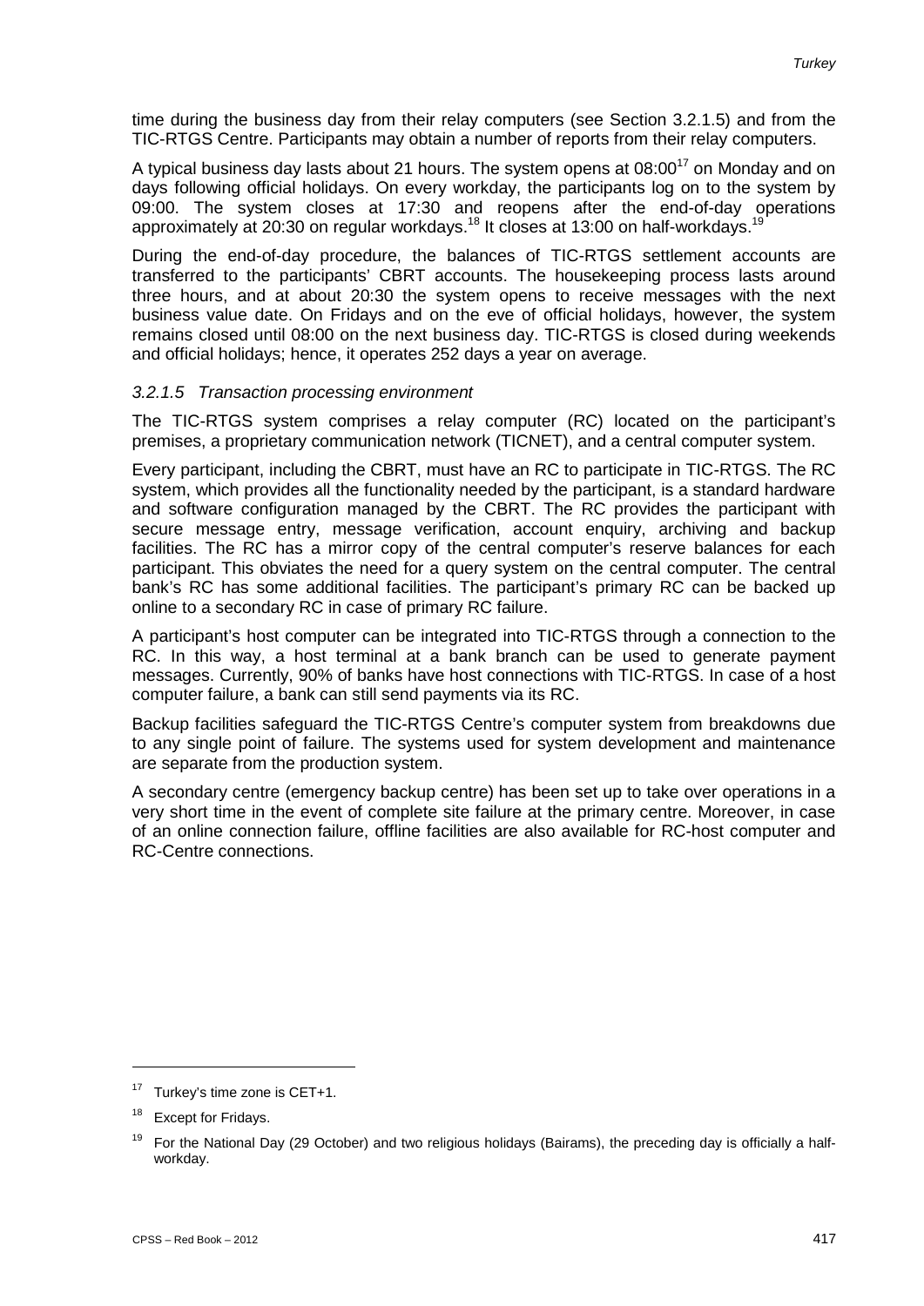time during the business day from their relay computers (see Section 3.2.1.5) and from the TIC-RTGS Centre. Participants may obtain a number of reports from their relay computers.

A typical business day lasts about 21 hours. The system opens at 08:00[17] on Monday and on days following official holidays. On every workday, the participants log on to the system by 09:00. The system closes at 17:30 and reopens after the end-of-day operations approximately at 20:30 on regular workdays.[18] It closes at 13:00 on half-workdays.[19]

During the end-of-day procedure, the balances of TIC-RTGS settlement accounts are transferred to the participants' CBRT accounts. The housekeeping process lasts around three hours, and at about 20:30 the system opens to receive messages with the next business value date. On Fridays and on the eve of official holidays, however, the system remains closed until 08:00 on the next business day. TIC-RTGS is closed during weekends and official holidays; hence, it operates 252 days a year on average.

#### *3.2.1.5 Transaction processing environment*

The TIC-RTGS system comprises a relay computer (RC) located on the participant's premises, a proprietary communication network (TICNET), and a central computer system.

Every participant, including the CBRT, must have an RC to participate in TIC-RTGS. The RC system, which provides all the functionality needed by the participant, is a standard hardware and software configuration managed by the CBRT. The RC provides the participant with secure message entry, message verification, account enquiry, archiving and backup facilities. The RC has a mirror copy of the central computer's reserve balances for each participant. This obviates the need for a query system on the central computer. The central bank's RC has some additional facilities. The participant's primary RC can be backed up online to a secondary RC in case of primary RC failure.

A participant's host computer can be integrated into TIC-RTGS through a connection to the RC. In this way, a host terminal at a bank branch can be used to generate payment messages. Currently, 90% of banks have host connections with TIC-RTGS. In case of a host computer failure, a bank can still send payments via its RC.

Backup facilities safeguard the TIC-RTGS Centre's computer system from breakdowns due to any single point of failure. The systems used for system development and maintenance are separate from the production system.

A secondary centre (emergency backup centre) has been set up to take over operations in a very short time in the event of complete site failure at the primary centre. Moreover, in case of an online connection failure, offline facilities are also available for RC-host computer and RC-Centre connections.

---

[17] Turkey's time zone is CET+1.

[18] Except for Fridays.

[19] For the National Day (29 October) and two religious holidays (Bairams), the preceding day is officially a half-workday.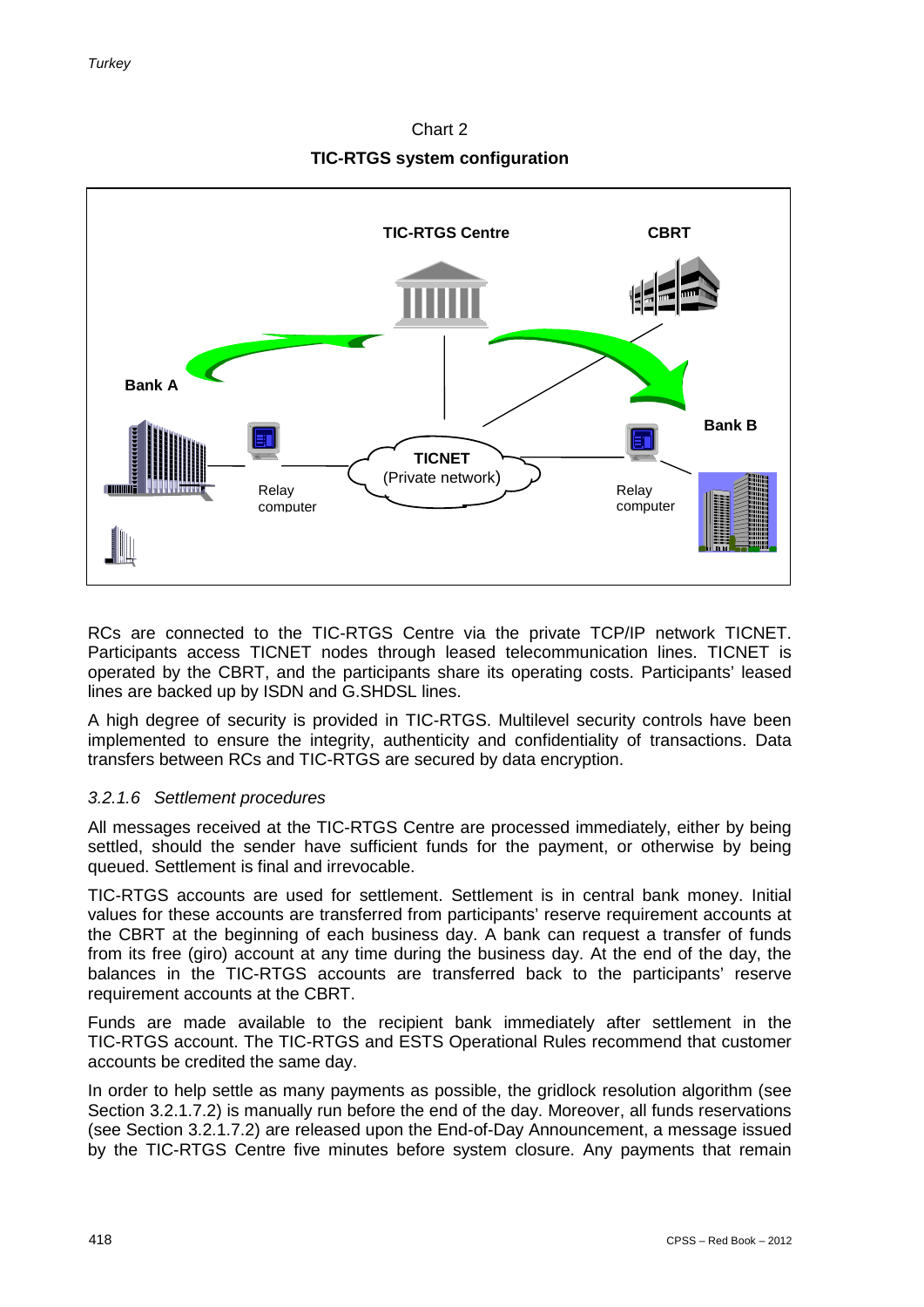Chart 2

**TIC-RTGS system configuration**

TIC-RTGS Centre

CBRT

Bank A

Bank B

TICNET

(Private network)

Relay computer

Relay computer

RCs are connected to the TIC-RTGS Centre via the private TCP/IP network TICNET. Participants access TICNET nodes through leased telecommunication lines. TICNET is operated by the CBRT, and the participants share its operating costs. Participants' leased lines are backed up by ISDN and G.SHDSL lines.

A high degree of security is provided in TIC-RTGS. Multilevel security controls have been implemented to ensure the integrity, authenticity and confidentiality of transactions. Data transfers between RCs and TIC-RTGS are secured by data encryption.

#### *3.2.1.6 Settlement procedures*

All messages received at the TIC-RTGS Centre are processed immediately, either by being settled, should the sender have sufficient funds for the payment, or otherwise by being queued. Settlement is final and irrevocable.

TIC-RTGS accounts are used for settlement. Settlement is in central bank money. Initial values for these accounts are transferred from participants' reserve requirement accounts at the CBRT at the beginning of each business day. A bank can request a transfer of funds from its free (giro) account at any time during the business day. At the end of the day, the balances in the TIC-RTGS accounts are transferred back to the participants' reserve requirement accounts at the CBRT.

Funds are made available to the recipient bank immediately after settlement in the TIC-RTGS account. The TIC-RTGS and ESTS Operational Rules recommend that customer accounts be credited the same day.

In order to help settle as many payments as possible, the gridlock resolution algorithm (see Section 3.2.1.7.2) is manually run before the end of the day. Moreover, all funds reservations (see Section 3.2.1.7.2) are released upon the End-of-Day Announcement, a message issued by the TIC-RTGS Centre five minutes before system closure. Any payments that remain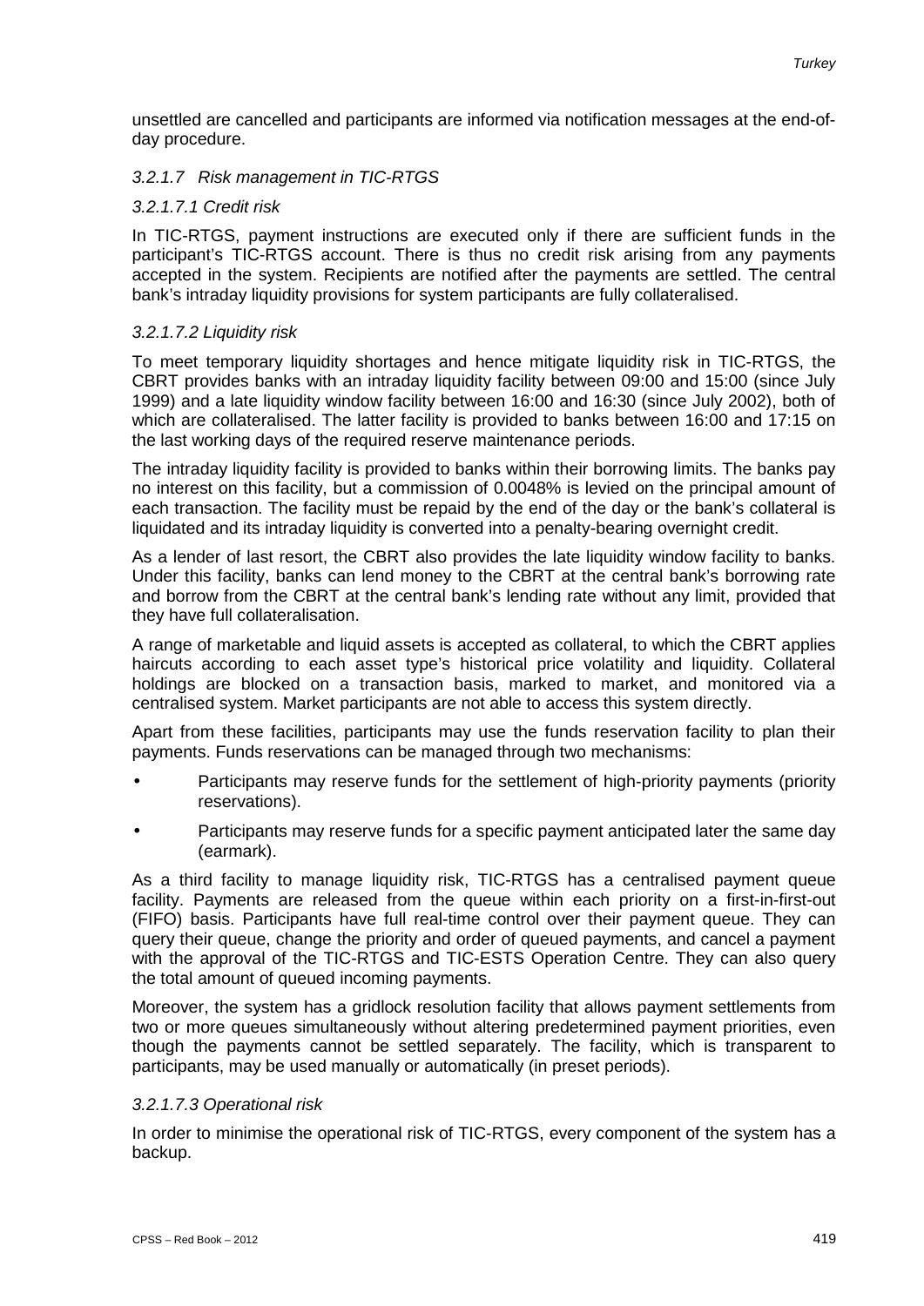unsettled are cancelled and participants are informed via notification messages at the end-of-day procedure.

#### *3.2.1.7 Risk management in TIC-RTGS*

##### *3.2.1.7.1 Credit risk*

In TIC-RTGS, payment instructions are executed only if there are sufficient funds in the participant's TIC-RTGS account. There is thus no credit risk arising from any payments accepted in the system. Recipients are notified after the payments are settled. The central bank's intraday liquidity provisions for system participants are fully collateralised.

##### *3.2.1.7.2 Liquidity risk*

To meet temporary liquidity shortages and hence mitigate liquidity risk in TIC-RTGS, the CBRT provides banks with an intraday liquidity facility between 09:00 and 15:00 (since July 1999) and a late liquidity window facility between 16:00 and 16:30 (since July 2002), both of which are collateralised. The latter facility is provided to banks between 16:00 and 17:15 on the last working days of the required reserve maintenance periods.

The intraday liquidity facility is provided to banks within their borrowing limits. The banks pay no interest on this facility, but a commission of 0.0048% is levied on the principal amount of each transaction. The facility must be repaid by the end of the day or the bank's collateral is liquidated and its intraday liquidity is converted into a penalty-bearing overnight credit.

As a lender of last resort, the CBRT also provides the late liquidity window facility to banks. Under this facility, banks can lend money to the CBRT at the central bank's borrowing rate and borrow from the CBRT at the central bank's lending rate without any limit, provided that they have full collateralisation.

A range of marketable and liquid assets is accepted as collateral, to which the CBRT applies haircuts according to each asset type's historical price volatility and liquidity. Collateral holdings are blocked on a transaction basis, marked to market, and monitored via a centralised system. Market participants are not able to access this system directly.

Apart from these facilities, participants may use the funds reservation facility to plan their payments. Funds reservations can be managed through two mechanisms:

- Participants may reserve funds for the settlement of high-priority payments (priority reservations).
- Participants may reserve funds for a specific payment anticipated later the same day (earmark).

As a third facility to manage liquidity risk, TIC-RTGS has a centralised payment queue facility. Payments are released from the queue within each priority on a first-in-first-out (FIFO) basis. Participants have full real-time control over their payment queue. They can query their queue, change the priority and order of queued payments, and cancel a payment with the approval of the TIC-RTGS and TIC-ESTS Operation Centre. They can also query the total amount of queued incoming payments.

Moreover, the system has a gridlock resolution facility that allows payment settlements from two or more queues simultaneously without altering predetermined payment priorities, even though the payments cannot be settled separately. The facility, which is transparent to participants, may be used manually or automatically (in preset periods).

##### *3.2.1.7.3 Operational risk*

In order to minimise the operational risk of TIC-RTGS, every component of the system has a backup.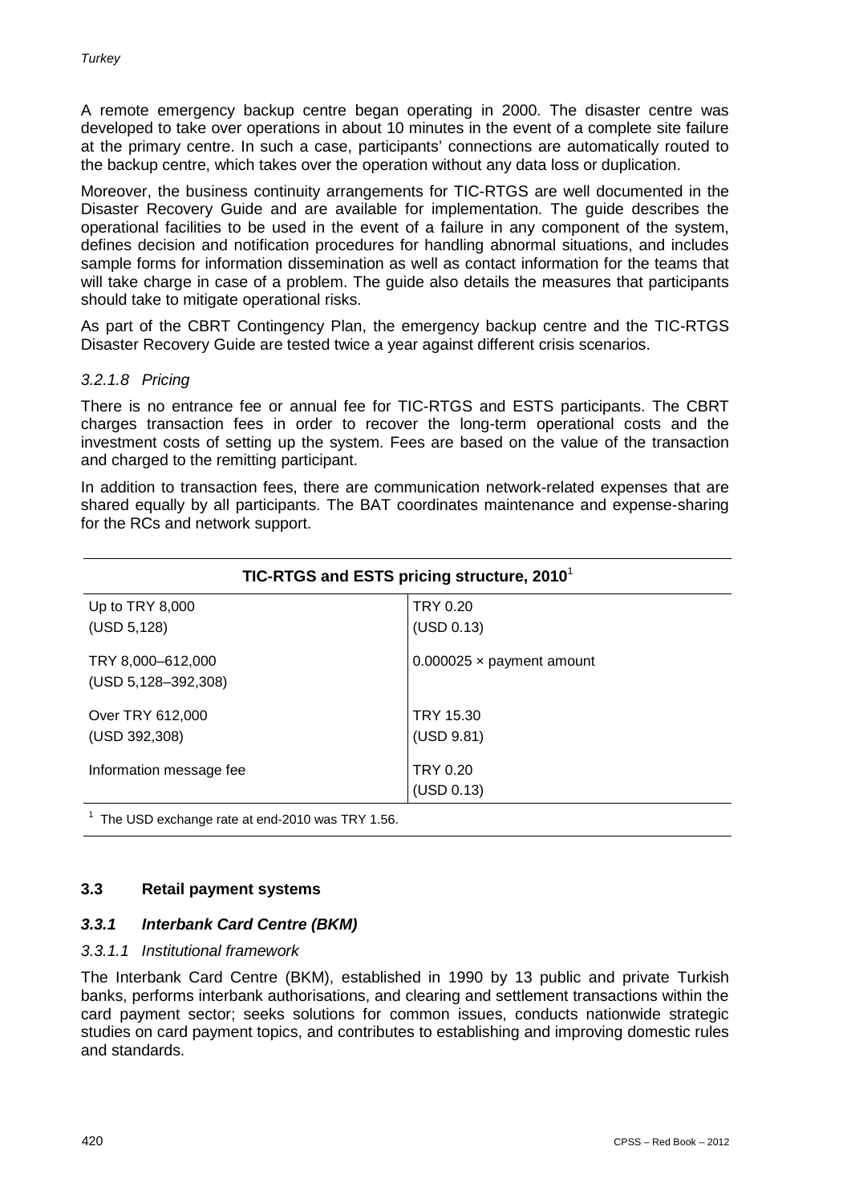A remote emergency backup centre began operating in 2000. The disaster centre was developed to take over operations in about 10 minutes in the event of a complete site failure at the primary centre. In such a case, participants' connections are automatically routed to the backup centre, which takes over the operation without any data loss or duplication.

Moreover, the business continuity arrangements for TIC-RTGS are well documented in the Disaster Recovery Guide and are available for implementation. The guide describes the operational facilities to be used in the event of a failure in any component of the system, defines decision and notification procedures for handling abnormal situations, and includes sample forms for information dissemination as well as contact information for the teams that will take charge in case of a problem. The guide also details the measures that participants should take to mitigate operational risks.

As part of the CBRT Contingency Plan, the emergency backup centre and the TIC-RTGS Disaster Recovery Guide are tested twice a year against different crisis scenarios.

*3.2.1.8 Pricing*

There is no entrance fee or annual fee for TIC-RTGS and ESTS participants. The CBRT charges transaction fees in order to recover the long-term operational costs and the investment costs of setting up the system. Fees are based on the value of the transaction and charged to the remitting participant.

In addition to transaction fees, there are communication network-related expenses that are shared equally by all participants. The BAT coordinates maintenance and expense-sharing for the RCs and network support.

**TIC-RTGS and ESTS pricing structure, 2010**[1]

| | |
|---|---|
| Up to TRY 8,000 (USD 5,128) | TRY 0.20 (USD 0.13) |
| TRY 8,000–612,000 (USD 5,128–392,308) | 0.000025 × payment amount |
| Over TRY 612,000 (USD 392,308) | TRY 15.30 (USD 9.81) |
| Information message fee | TRY 0.20 (USD 0.13) |

[1] The USD exchange rate at end-2010 was TRY 1.56.

### 3.3 Retail payment systems

#### *3.3.1 Interbank Card Centre (BKM)*

*3.3.1.1 Institutional framework*

The Interbank Card Centre (BKM), established in 1990 by 13 public and private Turkish banks, performs interbank authorisations, and clearing and settlement transactions within the card payment sector; seeks solutions for common issues, conducts nationwide strategic studies on card payment topics, and contributes to establishing and improving domestic rules and standards.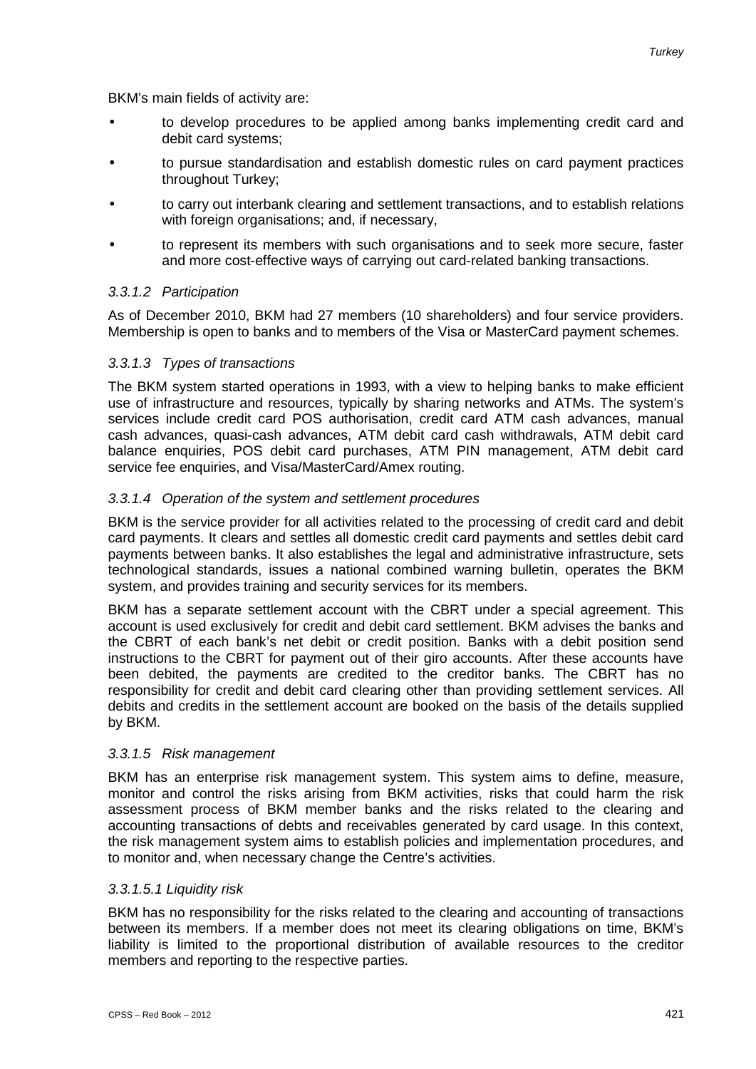BKM's main fields of activity are:

- to develop procedures to be applied among banks implementing credit card and debit card systems;
- to pursue standardisation and establish domestic rules on card payment practices throughout Turkey;
- to carry out interbank clearing and settlement transactions, and to establish relations with foreign organisations; and, if necessary,
- to represent its members with such organisations and to seek more secure, faster and more cost-effective ways of carrying out card-related banking transactions.

#### *3.3.1.2 Participation*

As of December 2010, BKM had 27 members (10 shareholders) and four service providers. Membership is open to banks and to members of the Visa or MasterCard payment schemes.

#### *3.3.1.3 Types of transactions*

The BKM system started operations in 1993, with a view to helping banks to make efficient use of infrastructure and resources, typically by sharing networks and ATMs. The system's services include credit card POS authorisation, credit card ATM cash advances, manual cash advances, quasi-cash advances, ATM debit card cash withdrawals, ATM debit card balance enquiries, POS debit card purchases, ATM PIN management, ATM debit card service fee enquiries, and Visa/MasterCard/Amex routing.

#### *3.3.1.4 Operation of the system and settlement procedures*

BKM is the service provider for all activities related to the processing of credit card and debit card payments. It clears and settles all domestic credit card payments and settles debit card payments between banks. It also establishes the legal and administrative infrastructure, sets technological standards, issues a national combined warning bulletin, operates the BKM system, and provides training and security services for its members.

BKM has a separate settlement account with the CBRT under a special agreement. This account is used exclusively for credit and debit card settlement. BKM advises the banks and the CBRT of each bank's net debit or credit position. Banks with a debit position send instructions to the CBRT for payment out of their giro accounts. After these accounts have been debited, the payments are credited to the creditor banks. The CBRT has no responsibility for credit and debit card clearing other than providing settlement services. All debits and credits in the settlement account are booked on the basis of the details supplied by BKM.

#### *3.3.1.5 Risk management*

BKM has an enterprise risk management system. This system aims to define, measure, monitor and control the risks arising from BKM activities, risks that could harm the risk assessment process of BKM member banks and the risks related to the clearing and accounting transactions of debts and receivables generated by card usage. In this context, the risk management system aims to establish policies and implementation procedures, and to monitor and, when necessary change the Centre's activities.

##### *3.3.1.5.1 Liquidity risk*

BKM has no responsibility for the risks related to the clearing and accounting of transactions between its members. If a member does not meet its clearing obligations on time, BKM's liability is limited to the proportional distribution of available resources to the creditor members and reporting to the respective parties.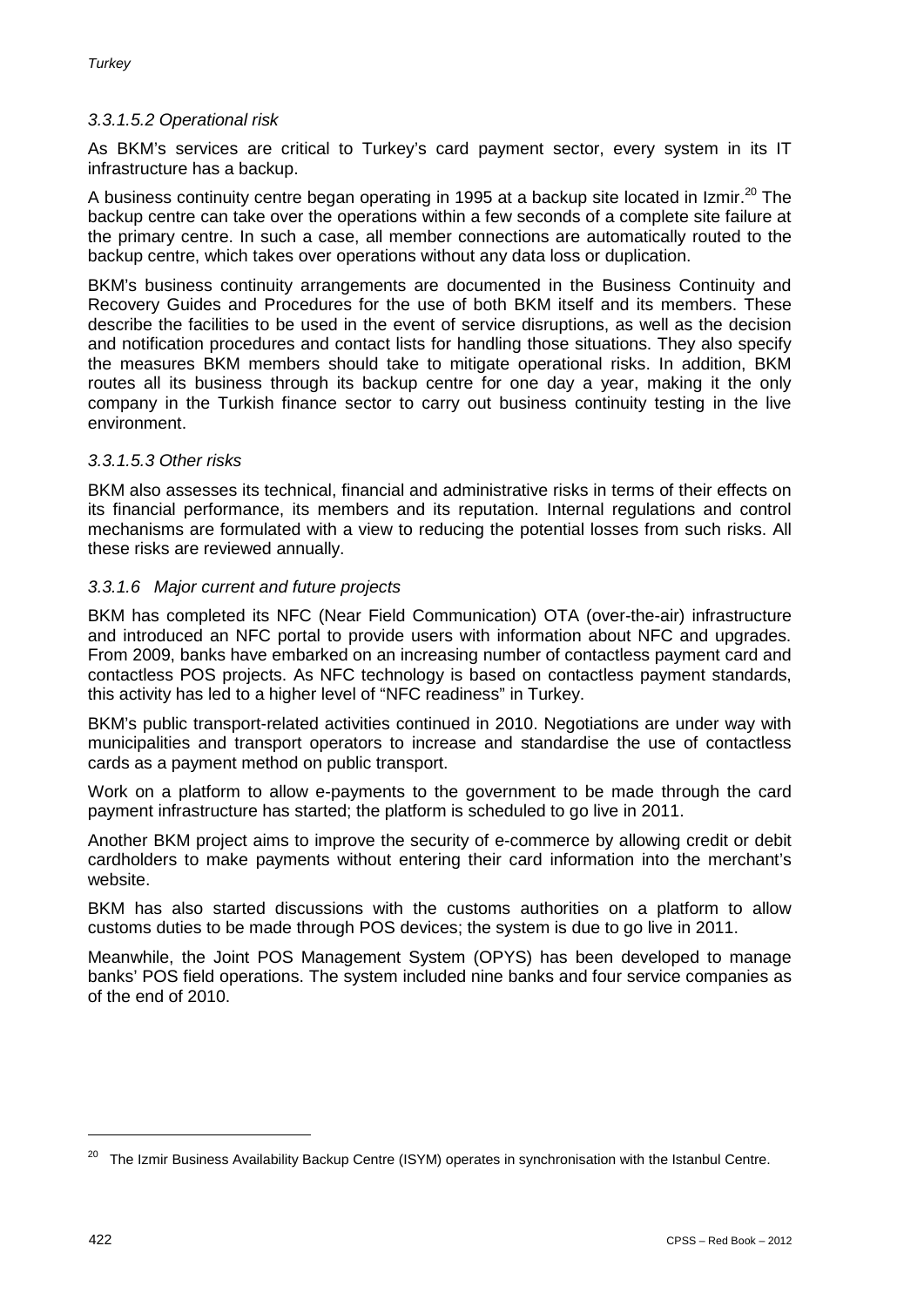#### *3.3.1.5.2 Operational risk*

As BKM's services are critical to Turkey's card payment sector, every system in its IT infrastructure has a backup.

A business continuity centre began operating in 1995 at a backup site located in Izmir.[20] The backup centre can take over the operations within a few seconds of a complete site failure at the primary centre. In such a case, all member connections are automatically routed to the backup centre, which takes over operations without any data loss or duplication.

BKM's business continuity arrangements are documented in the Business Continuity and Recovery Guides and Procedures for the use of both BKM itself and its members. These describe the facilities to be used in the event of service disruptions, as well as the decision and notification procedures and contact lists for handling those situations. They also specify the measures BKM members should take to mitigate operational risks. In addition, BKM routes all its business through its backup centre for one day a year, making it the only company in the Turkish finance sector to carry out business continuity testing in the live environment.

#### *3.3.1.5.3 Other risks*

BKM also assesses its technical, financial and administrative risks in terms of their effects on its financial performance, its members and its reputation. Internal regulations and control mechanisms are formulated with a view to reducing the potential losses from such risks. All these risks are reviewed annually.

### *3.3.1.6 Major current and future projects*

BKM has completed its NFC (Near Field Communication) OTA (over-the-air) infrastructure and introduced an NFC portal to provide users with information about NFC and upgrades. From 2009, banks have embarked on an increasing number of contactless payment card and contactless POS projects. As NFC technology is based on contactless payment standards, this activity has led to a higher level of "NFC readiness" in Turkey.

BKM's public transport-related activities continued in 2010. Negotiations are under way with municipalities and transport operators to increase and standardise the use of contactless cards as a payment method on public transport.

Work on a platform to allow e-payments to the government to be made through the card payment infrastructure has started; the platform is scheduled to go live in 2011.

Another BKM project aims to improve the security of e-commerce by allowing credit or debit cardholders to make payments without entering their card information into the merchant's website.

BKM has also started discussions with the customs authorities on a platform to allow customs duties to be made through POS devices; the system is due to go live in 2011.

Meanwhile, the Joint POS Management System (OPYS) has been developed to manage banks' POS field operations. The system included nine banks and four service companies as of the end of 2010.

---

[20] The Izmir Business Availability Backup Centre (ISYM) operates in synchronisation with the Istanbul Centre.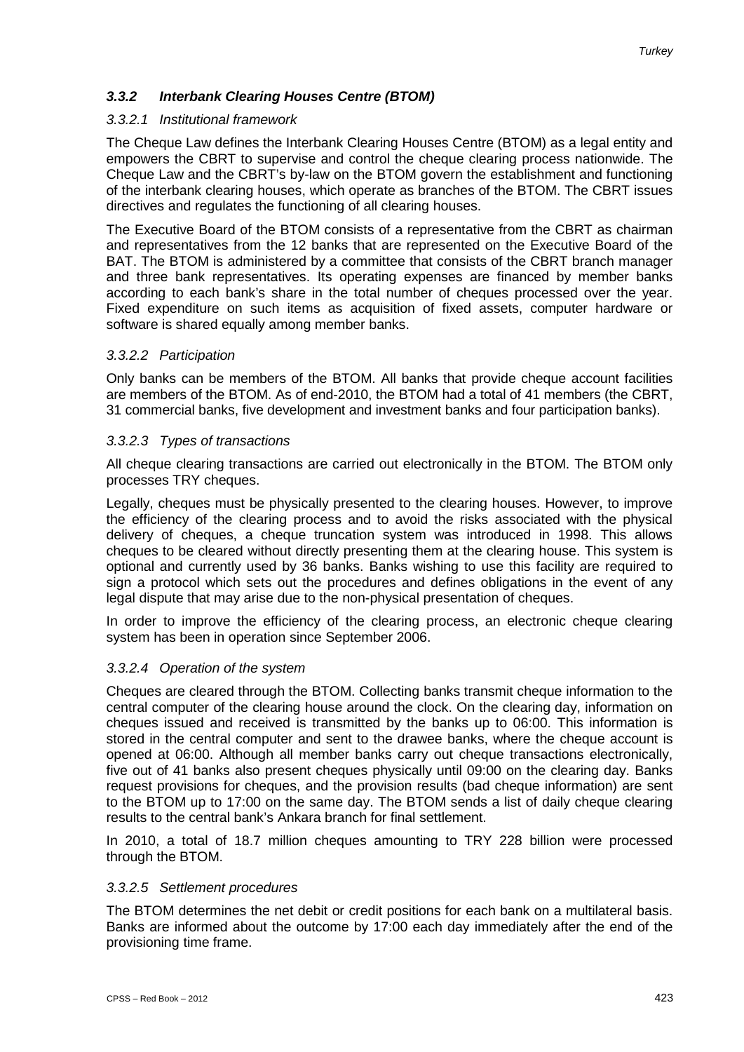### *3.3.2 Interbank Clearing Houses Centre (BTOM)*

#### *3.3.2.1 Institutional framework*

The Cheque Law defines the Interbank Clearing Houses Centre (BTOM) as a legal entity and empowers the CBRT to supervise and control the cheque clearing process nationwide. The Cheque Law and the CBRT's by-law on the BTOM govern the establishment and functioning of the interbank clearing houses, which operate as branches of the BTOM. The CBRT issues directives and regulates the functioning of all clearing houses.

The Executive Board of the BTOM consists of a representative from the CBRT as chairman and representatives from the 12 banks that are represented on the Executive Board of the BAT. The BTOM is administered by a committee that consists of the CBRT branch manager and three bank representatives. Its operating expenses are financed by member banks according to each bank's share in the total number of cheques processed over the year. Fixed expenditure on such items as acquisition of fixed assets, computer hardware or software is shared equally among member banks.

#### *3.3.2.2 Participation*

Only banks can be members of the BTOM. All banks that provide cheque account facilities are members of the BTOM. As of end-2010, the BTOM had a total of 41 members (the CBRT, 31 commercial banks, five development and investment banks and four participation banks).

#### *3.3.2.3 Types of transactions*

All cheque clearing transactions are carried out electronically in the BTOM. The BTOM only processes TRY cheques.

Legally, cheques must be physically presented to the clearing houses. However, to improve the efficiency of the clearing process and to avoid the risks associated with the physical delivery of cheques, a cheque truncation system was introduced in 1998. This allows cheques to be cleared without directly presenting them at the clearing house. This system is optional and currently used by 36 banks. Banks wishing to use this facility are required to sign a protocol which sets out the procedures and defines obligations in the event of any legal dispute that may arise due to the non-physical presentation of cheques.

In order to improve the efficiency of the clearing process, an electronic cheque clearing system has been in operation since September 2006.

#### *3.3.2.4 Operation of the system*

Cheques are cleared through the BTOM. Collecting banks transmit cheque information to the central computer of the clearing house around the clock. On the clearing day, information on cheques issued and received is transmitted by the banks up to 06:00. This information is stored in the central computer and sent to the drawee banks, where the cheque account is opened at 06:00. Although all member banks carry out cheque transactions electronically, five out of 41 banks also present cheques physically until 09:00 on the clearing day. Banks request provisions for cheques, and the provision results (bad cheque information) are sent to the BTOM up to 17:00 on the same day. The BTOM sends a list of daily cheque clearing results to the central bank's Ankara branch for final settlement.

In 2010, a total of 18.7 million cheques amounting to TRY 228 billion were processed through the BTOM.

#### *3.3.2.5 Settlement procedures*

The BTOM determines the net debit or credit positions for each bank on a multilateral basis. Banks are informed about the outcome by 17:00 each day immediately after the end of the provisioning time frame.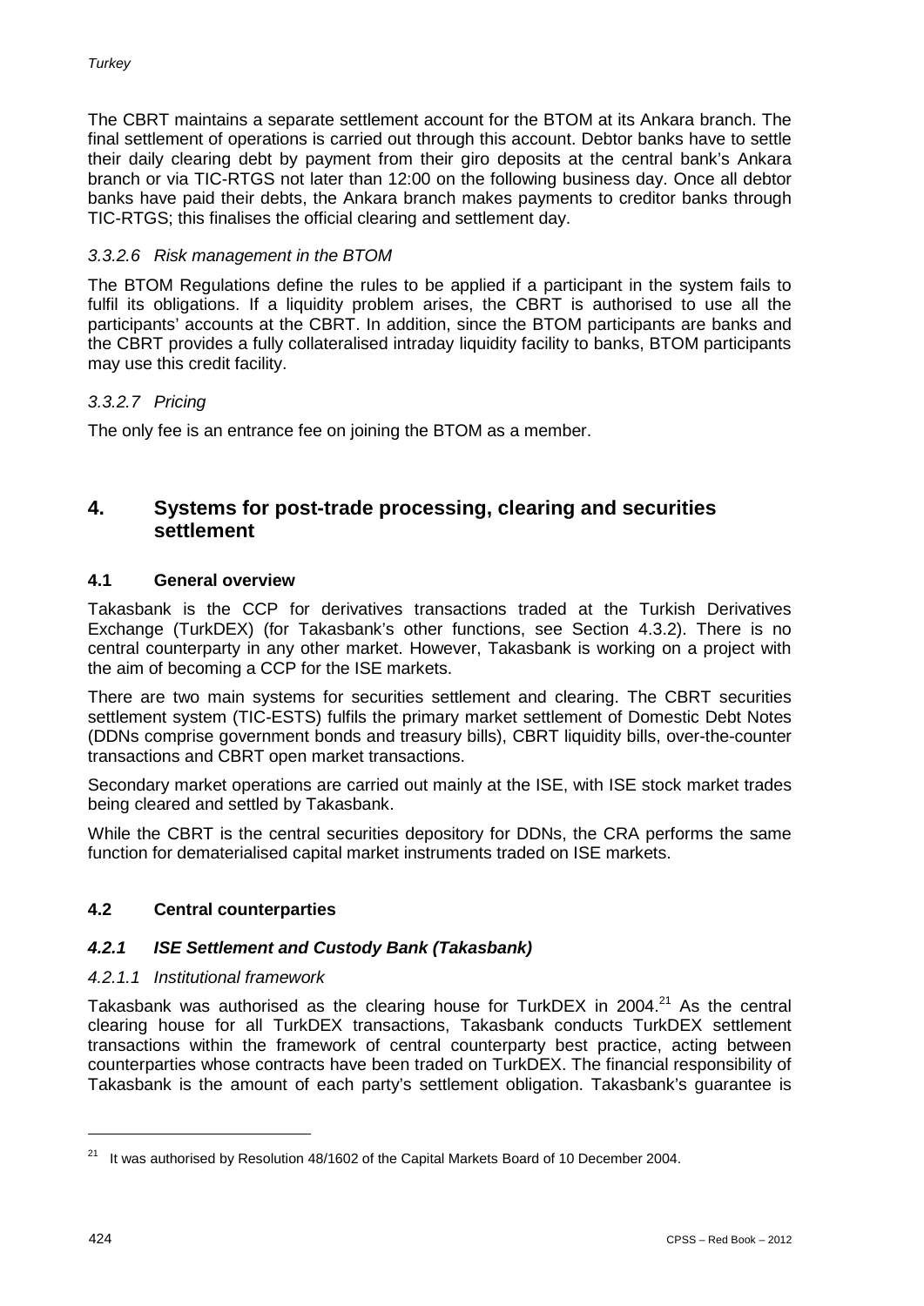The CBRT maintains a separate settlement account for the BTOM at its Ankara branch. The final settlement of operations is carried out through this account. Debtor banks have to settle their daily clearing debt by payment from their giro deposits at the central bank's Ankara branch or via TIC-RTGS not later than 12:00 on the following business day. Once all debtor banks have paid their debts, the Ankara branch makes payments to creditor banks through TIC-RTGS; this finalises the official clearing and settlement day.

#### *3.3.2.6 Risk management in the BTOM*

The BTOM Regulations define the rules to be applied if a participant in the system fails to fulfil its obligations. If a liquidity problem arises, the CBRT is authorised to use all the participants' accounts at the CBRT. In addition, since the BTOM participants are banks and the CBRT provides a fully collateralised intraday liquidity facility to banks, BTOM participants may use this credit facility.

#### *3.3.2.7 Pricing*

The only fee is an entrance fee on joining the BTOM as a member.

## 4. Systems for post-trade processing, clearing and securities settlement

### 4.1 General overview

Takasbank is the CCP for derivatives transactions traded at the Turkish Derivatives Exchange (TurkDEX) (for Takasbank's other functions, see Section 4.3.2). There is no central counterparty in any other market. However, Takasbank is working on a project with the aim of becoming a CCP for the ISE markets.

There are two main systems for securities settlement and clearing. The CBRT securities settlement system (TIC-ESTS) fulfils the primary market settlement of Domestic Debt Notes (DDNs comprise government bonds and treasury bills), CBRT liquidity bills, over-the-counter transactions and CBRT open market transactions.

Secondary market operations are carried out mainly at the ISE, with ISE stock market trades being cleared and settled by Takasbank.

While the CBRT is the central securities depository for DDNs, the CRA performs the same function for dematerialised capital market instruments traded on ISE markets.

### 4.2 Central counterparties

#### *4.2.1 ISE Settlement and Custody Bank (Takasbank)*

#### *4.2.1.1 Institutional framework*

Takasbank was authorised as the clearing house for TurkDEX in 2004.[21] As the central clearing house for all TurkDEX transactions, Takasbank conducts TurkDEX settlement transactions within the framework of central counterparty best practice, acting between counterparties whose contracts have been traded on TurkDEX. The financial responsibility of Takasbank is the amount of each party's settlement obligation. Takasbank's guarantee is

[21] It was authorised by Resolution 48/1602 of the Capital Markets Board of 10 December 2004.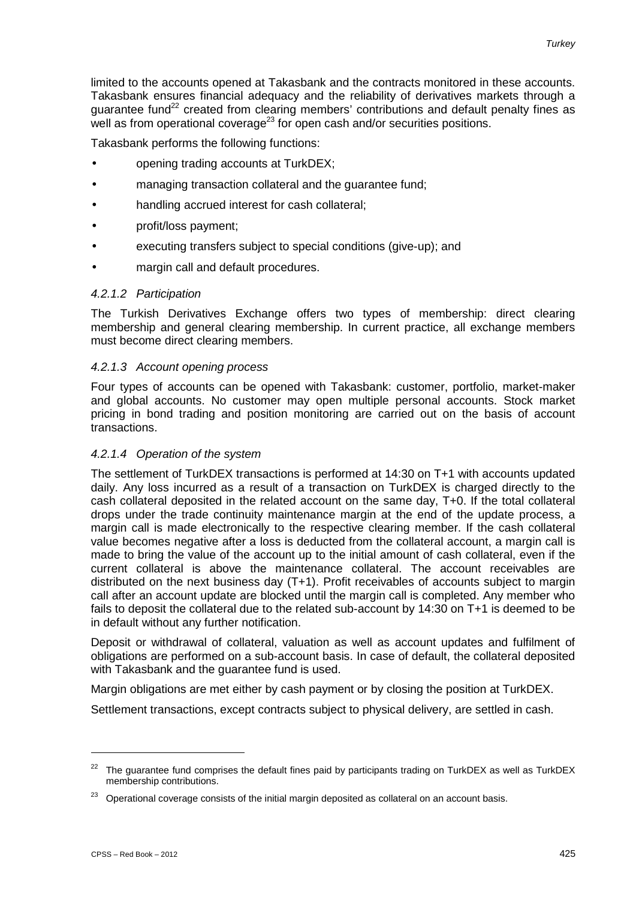limited to the accounts opened at Takasbank and the contracts monitored in these accounts. Takasbank ensures financial adequacy and the reliability of derivatives markets through a guarantee fund[22] created from clearing members' contributions and default penalty fines as well as from operational coverage[23] for open cash and/or securities positions.

Takasbank performs the following functions:

- opening trading accounts at TurkDEX;
- managing transaction collateral and the guarantee fund;
- handling accrued interest for cash collateral;
- profit/loss payment;
- executing transfers subject to special conditions (give-up); and
- margin call and default procedures.

#### *4.2.1.2 Participation*

The Turkish Derivatives Exchange offers two types of membership: direct clearing membership and general clearing membership. In current practice, all exchange members must become direct clearing members.

#### *4.2.1.3 Account opening process*

Four types of accounts can be opened with Takasbank: customer, portfolio, market-maker and global accounts. No customer may open multiple personal accounts. Stock market pricing in bond trading and position monitoring are carried out on the basis of account transactions.

#### *4.2.1.4 Operation of the system*

The settlement of TurkDEX transactions is performed at 14:30 on T+1 with accounts updated daily. Any loss incurred as a result of a transaction on TurkDEX is charged directly to the cash collateral deposited in the related account on the same day, T+0. If the total collateral drops under the trade continuity maintenance margin at the end of the update process, a margin call is made electronically to the respective clearing member. If the cash collateral value becomes negative after a loss is deducted from the collateral account, a margin call is made to bring the value of the account up to the initial amount of cash collateral, even if the current collateral is above the maintenance collateral. The account receivables are distributed on the next business day (T+1). Profit receivables of accounts subject to margin call after an account update are blocked until the margin call is completed. Any member who fails to deposit the collateral due to the related sub-account by 14:30 on T+1 is deemed to be in default without any further notification.

Deposit or withdrawal of collateral, valuation as well as account updates and fulfilment of obligations are performed on a sub-account basis. In case of default, the collateral deposited with Takasbank and the guarantee fund is used.

Margin obligations are met either by cash payment or by closing the position at TurkDEX.

Settlement transactions, except contracts subject to physical delivery, are settled in cash.

---

[22] The guarantee fund comprises the default fines paid by participants trading on TurkDEX as well as TurkDEX membership contributions.

[23] Operational coverage consists of the initial margin deposited as collateral on an account basis.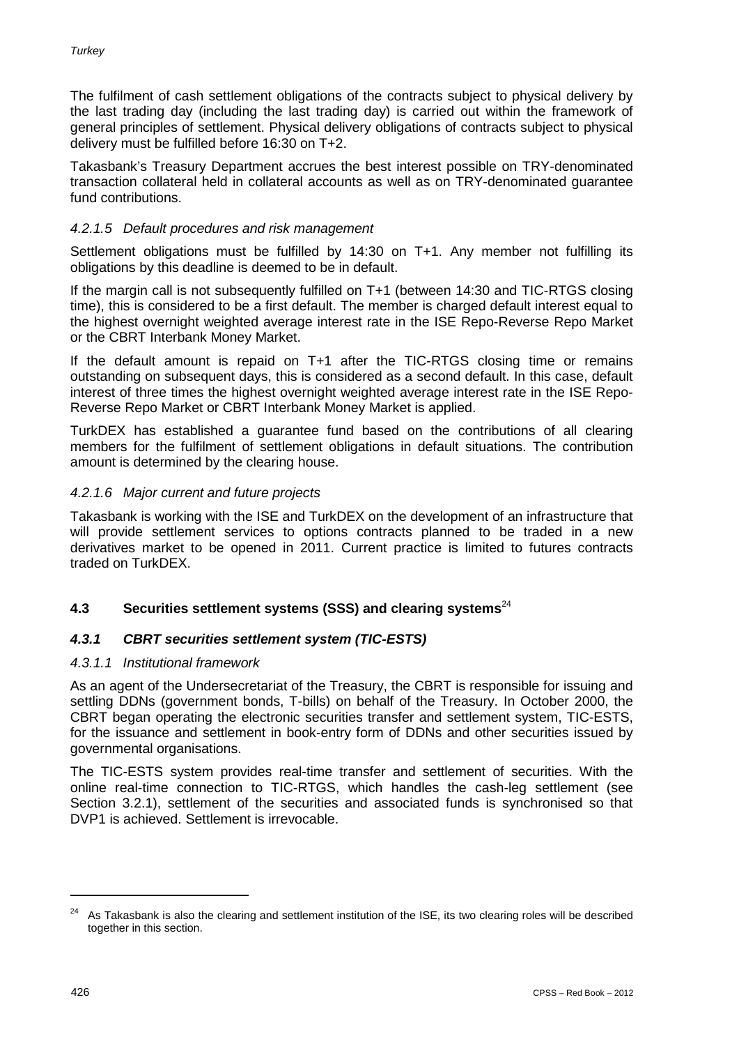The fulfilment of cash settlement obligations of the contracts subject to physical delivery by the last trading day (including the last trading day) is carried out within the framework of general principles of settlement. Physical delivery obligations of contracts subject to physical delivery must be fulfilled before 16:30 on T+2.

Takasbank's Treasury Department accrues the best interest possible on TRY-denominated transaction collateral held in collateral accounts as well as on TRY-denominated guarantee fund contributions.

#### *4.2.1.5 Default procedures and risk management*

Settlement obligations must be fulfilled by 14:30 on T+1. Any member not fulfilling its obligations by this deadline is deemed to be in default.

If the margin call is not subsequently fulfilled on T+1 (between 14:30 and TIC-RTGS closing time), this is considered to be a first default. The member is charged default interest equal to the highest overnight weighted average interest rate in the ISE Repo-Reverse Repo Market or the CBRT Interbank Money Market.

If the default amount is repaid on T+1 after the TIC-RTGS closing time or remains outstanding on subsequent days, this is considered as a second default. In this case, default interest of three times the highest overnight weighted average interest rate in the ISE Repo-Reverse Repo Market or CBRT Interbank Money Market is applied.

TurkDEX has established a guarantee fund based on the contributions of all clearing members for the fulfilment of settlement obligations in default situations. The contribution amount is determined by the clearing house.

#### *4.2.1.6 Major current and future projects*

Takasbank is working with the ISE and TurkDEX on the development of an infrastructure that will provide settlement services to options contracts planned to be traded in a new derivatives market to be opened in 2011. Current practice is limited to futures contracts traded on TurkDEX.

## 4.3 Securities settlement systems (SSS) and clearing systems[24]

### *4.3.1 CBRT securities settlement system (TIC-ESTS)*

#### *4.3.1.1 Institutional framework*

As an agent of the Undersecretariat of the Treasury, the CBRT is responsible for issuing and settling DDNs (government bonds, T-bills) on behalf of the Treasury. In October 2000, the CBRT began operating the electronic securities transfer and settlement system, TIC-ESTS, for the issuance and settlement in book-entry form of DDNs and other securities issued by governmental organisations.

The TIC-ESTS system provides real-time transfer and settlement of securities. With the online real-time connection to TIC-RTGS, which handles the cash-leg settlement (see Section 3.2.1), settlement of the securities and associated funds is synchronised so that DVP1 is achieved. Settlement is irrevocable.

---

[24] As Takasbank is also the clearing and settlement institution of the ISE, its two clearing roles will be described together in this section.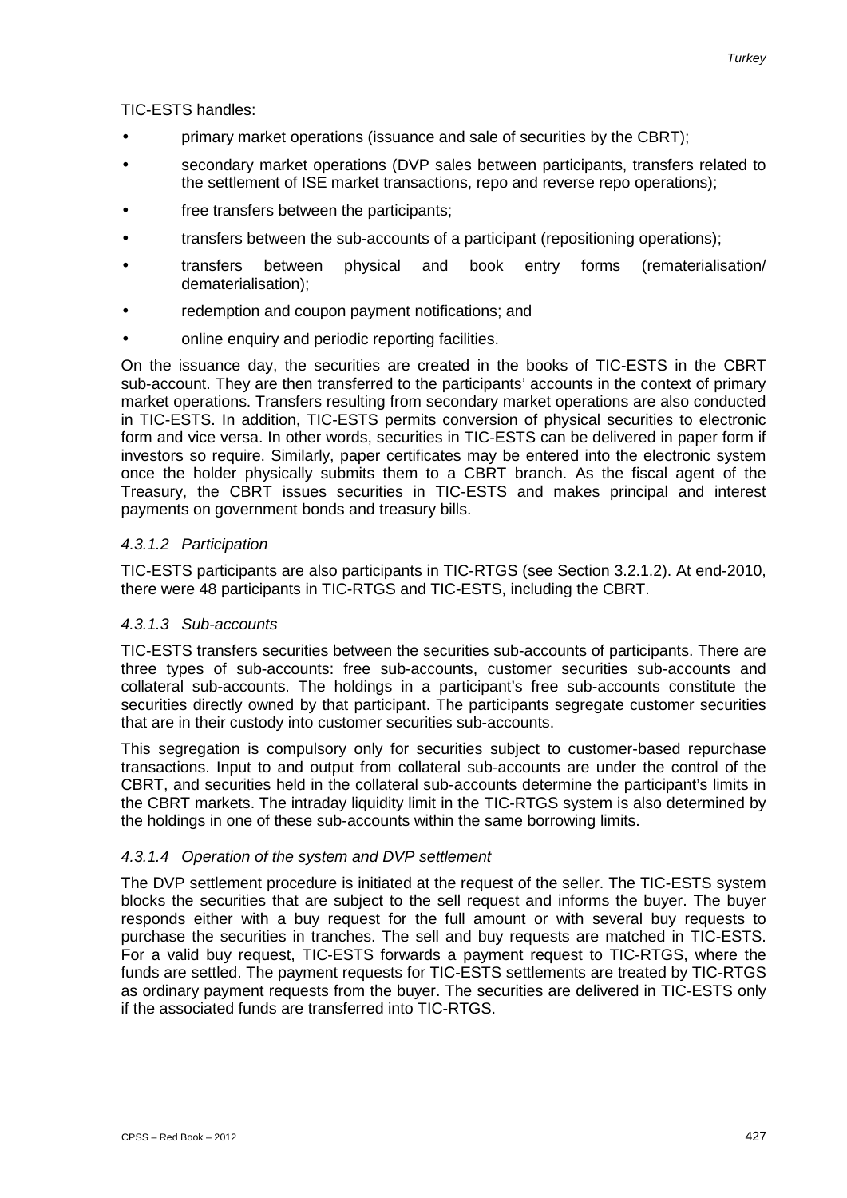TIC-ESTS handles:

- primary market operations (issuance and sale of securities by the CBRT);
- secondary market operations (DVP sales between participants, transfers related to the settlement of ISE market transactions, repo and reverse repo operations);
- free transfers between the participants;
- transfers between the sub-accounts of a participant (repositioning operations);
- transfers between physical and book entry forms (rematerialisation/ dematerialisation);
- redemption and coupon payment notifications; and
- online enquiry and periodic reporting facilities.

On the issuance day, the securities are created in the books of TIC-ESTS in the CBRT sub-account. They are then transferred to the participants' accounts in the context of primary market operations. Transfers resulting from secondary market operations are also conducted in TIC-ESTS. In addition, TIC-ESTS permits conversion of physical securities to electronic form and vice versa. In other words, securities in TIC-ESTS can be delivered in paper form if investors so require. Similarly, paper certificates may be entered into the electronic system once the holder physically submits them to a CBRT branch. As the fiscal agent of the Treasury, the CBRT issues securities in TIC-ESTS and makes principal and interest payments on government bonds and treasury bills.

#### *4.3.1.2 Participation*

TIC-ESTS participants are also participants in TIC-RTGS (see Section 3.2.1.2). At end-2010, there were 48 participants in TIC-RTGS and TIC-ESTS, including the CBRT.

#### *4.3.1.3 Sub-accounts*

TIC-ESTS transfers securities between the securities sub-accounts of participants. There are three types of sub-accounts: free sub-accounts, customer securities sub-accounts and collateral sub-accounts. The holdings in a participant's free sub-accounts constitute the securities directly owned by that participant. The participants segregate customer securities that are in their custody into customer securities sub-accounts.

This segregation is compulsory only for securities subject to customer-based repurchase transactions. Input to and output from collateral sub-accounts are under the control of the CBRT, and securities held in the collateral sub-accounts determine the participant's limits in the CBRT markets. The intraday liquidity limit in the TIC-RTGS system is also determined by the holdings in one of these sub-accounts within the same borrowing limits.

#### *4.3.1.4 Operation of the system and DVP settlement*

The DVP settlement procedure is initiated at the request of the seller. The TIC-ESTS system blocks the securities that are subject to the sell request and informs the buyer. The buyer responds either with a buy request for the full amount or with several buy requests to purchase the securities in tranches. The sell and buy requests are matched in TIC-ESTS. For a valid buy request, TIC-ESTS forwards a payment request to TIC-RTGS, where the funds are settled. The payment requests for TIC-ESTS settlements are treated by TIC-RTGS as ordinary payment requests from the buyer. The securities are delivered in TIC-ESTS only if the associated funds are transferred into TIC-RTGS.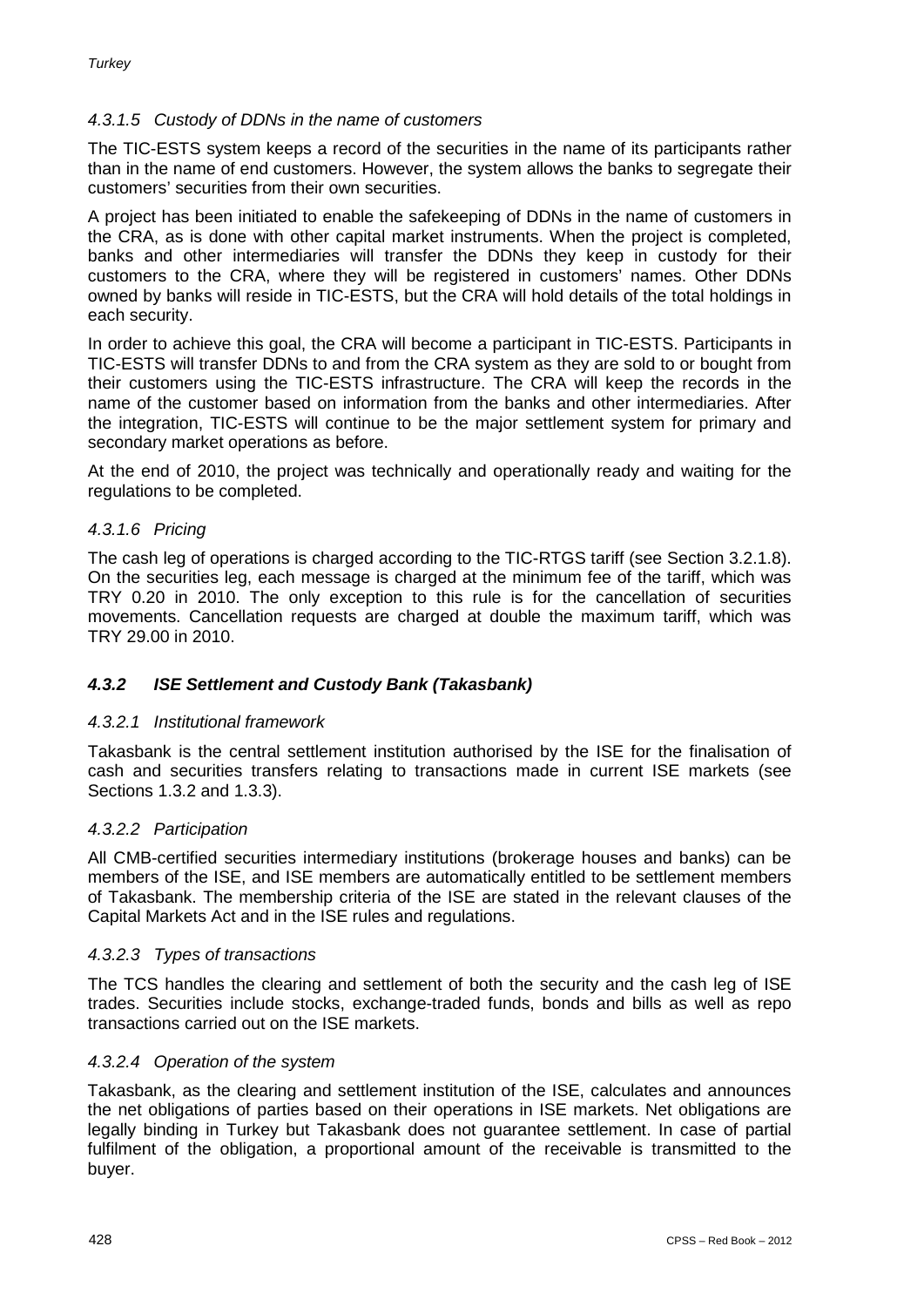#### *4.3.1.5 Custody of DDNs in the name of customers*

The TIC-ESTS system keeps a record of the securities in the name of its participants rather than in the name of end customers. However, the system allows the banks to segregate their customers' securities from their own securities.

A project has been initiated to enable the safekeeping of DDNs in the name of customers in the CRA, as is done with other capital market instruments. When the project is completed, banks and other intermediaries will transfer the DDNs they keep in custody for their customers to the CRA, where they will be registered in customers' names. Other DDNs owned by banks will reside in TIC-ESTS, but the CRA will hold details of the total holdings in each security.

In order to achieve this goal, the CRA will become a participant in TIC-ESTS. Participants in TIC-ESTS will transfer DDNs to and from the CRA system as they are sold to or bought from their customers using the TIC-ESTS infrastructure. The CRA will keep the records in the name of the customer based on information from the banks and other intermediaries. After the integration, TIC-ESTS will continue to be the major settlement system for primary and secondary market operations as before.

At the end of 2010, the project was technically and operationally ready and waiting for the regulations to be completed.

#### *4.3.1.6 Pricing*

The cash leg of operations is charged according to the TIC-RTGS tariff (see Section 3.2.1.8). On the securities leg, each message is charged at the minimum fee of the tariff, which was TRY 0.20 in 2010. The only exception to this rule is for the cancellation of securities movements. Cancellation requests are charged at double the maximum tariff, which was TRY 29.00 in 2010.

### *4.3.2 ISE Settlement and Custody Bank (Takasbank)*

#### *4.3.2.1 Institutional framework*

Takasbank is the central settlement institution authorised by the ISE for the finalisation of cash and securities transfers relating to transactions made in current ISE markets (see Sections 1.3.2 and 1.3.3).

#### *4.3.2.2 Participation*

All CMB-certified securities intermediary institutions (brokerage houses and banks) can be members of the ISE, and ISE members are automatically entitled to be settlement members of Takasbank. The membership criteria of the ISE are stated in the relevant clauses of the Capital Markets Act and in the ISE rules and regulations.

#### *4.3.2.3 Types of transactions*

The TCS handles the clearing and settlement of both the security and the cash leg of ISE trades. Securities include stocks, exchange-traded funds, bonds and bills as well as repo transactions carried out on the ISE markets.

#### *4.3.2.4 Operation of the system*

Takasbank, as the clearing and settlement institution of the ISE, calculates and announces the net obligations of parties based on their operations in ISE markets. Net obligations are legally binding in Turkey but Takasbank does not guarantee settlement. In case of partial fulfilment of the obligation, a proportional amount of the receivable is transmitted to the buyer.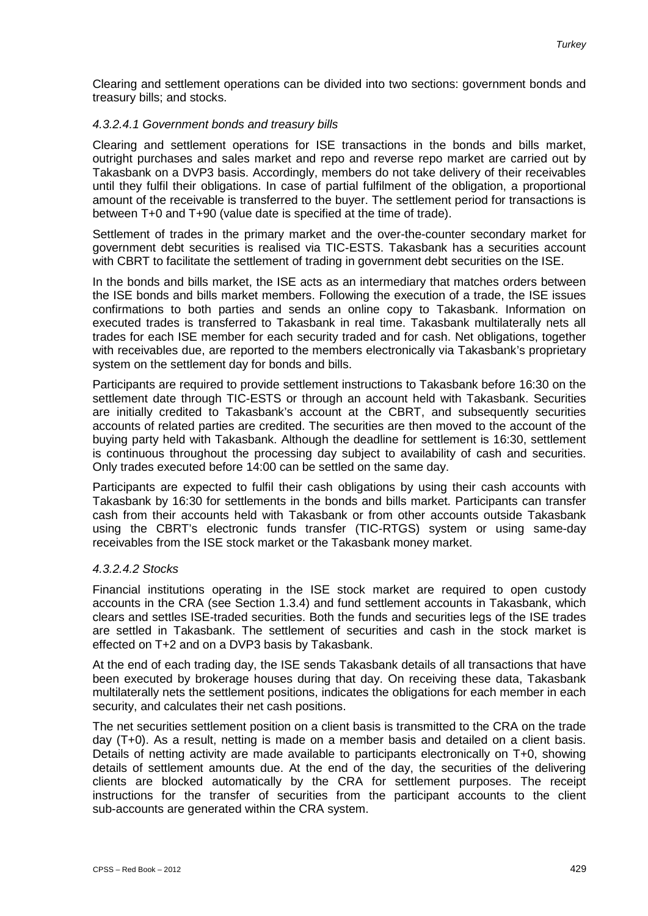Clearing and settlement operations can be divided into two sections: government bonds and treasury bills; and stocks.

#### *4.3.2.4.1 Government bonds and treasury bills*

Clearing and settlement operations for ISE transactions in the bonds and bills market, outright purchases and sales market and repo and reverse repo market are carried out by Takasbank on a DVP3 basis. Accordingly, members do not take delivery of their receivables until they fulfil their obligations. In case of partial fulfilment of the obligation, a proportional amount of the receivable is transferred to the buyer. The settlement period for transactions is between T+0 and T+90 (value date is specified at the time of trade).

Settlement of trades in the primary market and the over-the-counter secondary market for government debt securities is realised via TIC-ESTS. Takasbank has a securities account with CBRT to facilitate the settlement of trading in government debt securities on the ISE.

In the bonds and bills market, the ISE acts as an intermediary that matches orders between the ISE bonds and bills market members. Following the execution of a trade, the ISE issues confirmations to both parties and sends an online copy to Takasbank. Information on executed trades is transferred to Takasbank in real time. Takasbank multilaterally nets all trades for each ISE member for each security traded and for cash. Net obligations, together with receivables due, are reported to the members electronically via Takasbank's proprietary system on the settlement day for bonds and bills.

Participants are required to provide settlement instructions to Takasbank before 16:30 on the settlement date through TIC-ESTS or through an account held with Takasbank. Securities are initially credited to Takasbank's account at the CBRT, and subsequently securities accounts of related parties are credited. The securities are then moved to the account of the buying party held with Takasbank. Although the deadline for settlement is 16:30, settlement is continuous throughout the processing day subject to availability of cash and securities. Only trades executed before 14:00 can be settled on the same day.

Participants are expected to fulfil their cash obligations by using their cash accounts with Takasbank by 16:30 for settlements in the bonds and bills market. Participants can transfer cash from their accounts held with Takasbank or from other accounts outside Takasbank using the CBRT's electronic funds transfer (TIC-RTGS) system or using same-day receivables from the ISE stock market or the Takasbank money market.

#### *4.3.2.4.2 Stocks*

Financial institutions operating in the ISE stock market are required to open custody accounts in the CRA (see Section 1.3.4) and fund settlement accounts in Takasbank, which clears and settles ISE-traded securities. Both the funds and securities legs of the ISE trades are settled in Takasbank. The settlement of securities and cash in the stock market is effected on T+2 and on a DVP3 basis by Takasbank.

At the end of each trading day, the ISE sends Takasbank details of all transactions that have been executed by brokerage houses during that day. On receiving these data, Takasbank multilaterally nets the settlement positions, indicates the obligations for each member in each security, and calculates their net cash positions.

The net securities settlement position on a client basis is transmitted to the CRA on the trade day (T+0). As a result, netting is made on a member basis and detailed on a client basis. Details of netting activity are made available to participants electronically on T+0, showing details of settlement amounts due. At the end of the day, the securities of the delivering clients are blocked automatically by the CRA for settlement purposes. The receipt instructions for the transfer of securities from the participant accounts to the client sub-accounts are generated within the CRA system.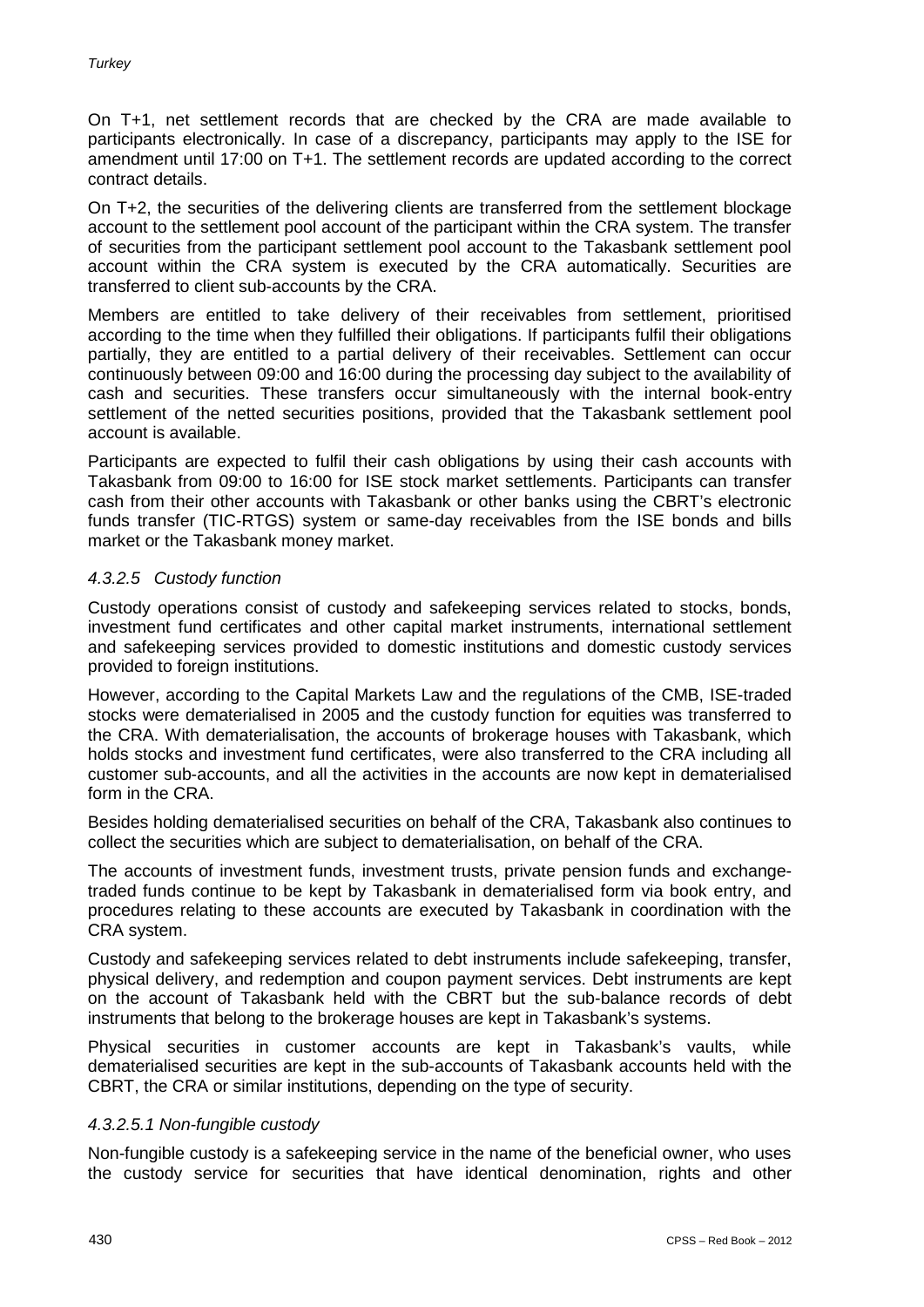On T+1, net settlement records that are checked by the CRA are made available to participants electronically. In case of a discrepancy, participants may apply to the ISE for amendment until 17:00 on T+1. The settlement records are updated according to the correct contract details.

On T+2, the securities of the delivering clients are transferred from the settlement blockage account to the settlement pool account of the participant within the CRA system. The transfer of securities from the participant settlement pool account to the Takasbank settlement pool account within the CRA system is executed by the CRA automatically. Securities are transferred to client sub-accounts by the CRA.

Members are entitled to take delivery of their receivables from settlement, prioritised according to the time when they fulfilled their obligations. If participants fulfil their obligations partially, they are entitled to a partial delivery of their receivables. Settlement can occur continuously between 09:00 and 16:00 during the processing day subject to the availability of cash and securities. These transfers occur simultaneously with the internal book-entry settlement of the netted securities positions, provided that the Takasbank settlement pool account is available.

Participants are expected to fulfil their cash obligations by using their cash accounts with Takasbank from 09:00 to 16:00 for ISE stock market settlements. Participants can transfer cash from their other accounts with Takasbank or other banks using the CBRT's electronic funds transfer (TIC-RTGS) system or same-day receivables from the ISE bonds and bills market or the Takasbank money market.

#### *4.3.2.5 Custody function*

Custody operations consist of custody and safekeeping services related to stocks, bonds, investment fund certificates and other capital market instruments, international settlement and safekeeping services provided to domestic institutions and domestic custody services provided to foreign institutions.

However, according to the Capital Markets Law and the regulations of the CMB, ISE-traded stocks were dematerialised in 2005 and the custody function for equities was transferred to the CRA. With dematerialisation, the accounts of brokerage houses with Takasbank, which holds stocks and investment fund certificates, were also transferred to the CRA including all customer sub-accounts, and all the activities in the accounts are now kept in dematerialised form in the CRA.

Besides holding dematerialised securities on behalf of the CRA, Takasbank also continues to collect the securities which are subject to dematerialisation, on behalf of the CRA.

The accounts of investment funds, investment trusts, private pension funds and exchange-traded funds continue to be kept by Takasbank in dematerialised form via book entry, and procedures relating to these accounts are executed by Takasbank in coordination with the CRA system.

Custody and safekeeping services related to debt instruments include safekeeping, transfer, physical delivery, and redemption and coupon payment services. Debt instruments are kept on the account of Takasbank held with the CBRT but the sub-balance records of debt instruments that belong to the brokerage houses are kept in Takasbank's systems.

Physical securities in customer accounts are kept in Takasbank's vaults, while dematerialised securities are kept in the sub-accounts of Takasbank accounts held with the CBRT, the CRA or similar institutions, depending on the type of security.

##### *4.3.2.5.1 Non-fungible custody*

Non-fungible custody is a safekeeping service in the name of the beneficial owner, who uses the custody service for securities that have identical denomination, rights and other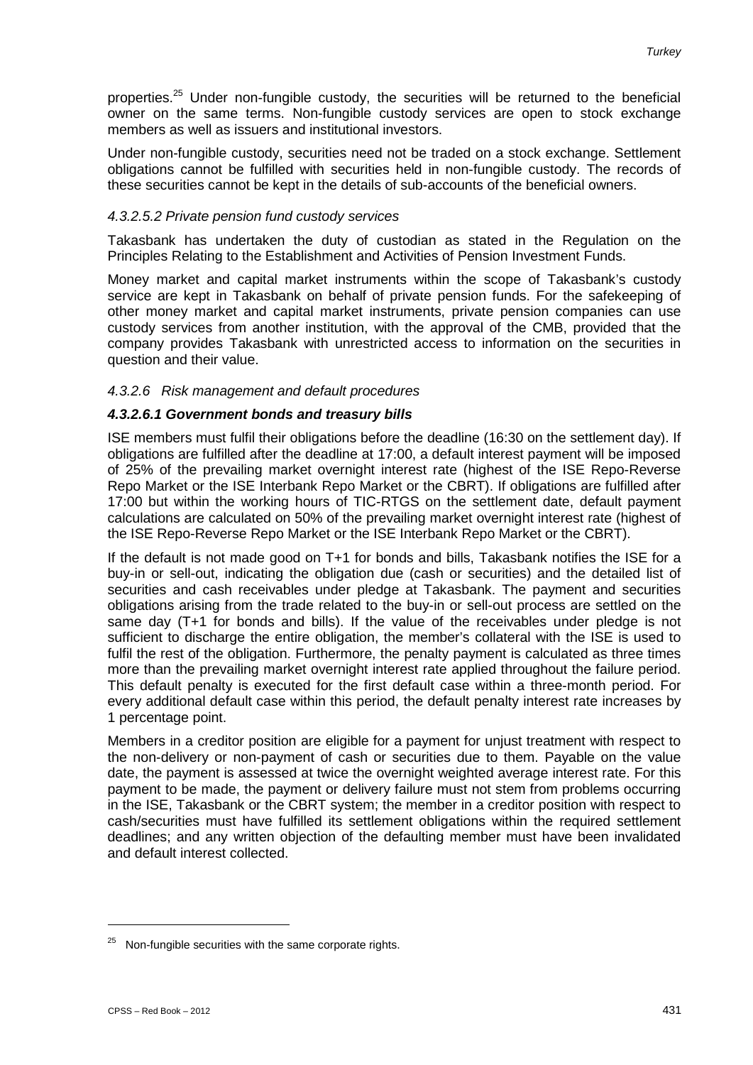properties.[25] Under non-fungible custody, the securities will be returned to the beneficial owner on the same terms. Non-fungible custody services are open to stock exchange members as well as issuers and institutional investors.

Under non-fungible custody, securities need not be traded on a stock exchange. Settlement obligations cannot be fulfilled with securities held in non-fungible custody. The records of these securities cannot be kept in the details of sub-accounts of the beneficial owners.

#### *4.3.2.5.2 Private pension fund custody services*

Takasbank has undertaken the duty of custodian as stated in the Regulation on the Principles Relating to the Establishment and Activities of Pension Investment Funds.

Money market and capital market instruments within the scope of Takasbank's custody service are kept in Takasbank on behalf of private pension funds. For the safekeeping of other money market and capital market instruments, private pension companies can use custody services from another institution, with the approval of the CMB, provided that the company provides Takasbank with unrestricted access to information on the securities in question and their value.

### *4.3.2.6 Risk management and default procedures*

#### ***4.3.2.6.1 Government bonds and treasury bills***

ISE members must fulfil their obligations before the deadline (16:30 on the settlement day). If obligations are fulfilled after the deadline at 17:00, a default interest payment will be imposed of 25% of the prevailing market overnight interest rate (highest of the ISE Repo-Reverse Repo Market or the ISE Interbank Repo Market or the CBRT). If obligations are fulfilled after 17:00 but within the working hours of TIC-RTGS on the settlement date, default payment calculations are calculated on 50% of the prevailing market overnight interest rate (highest of the ISE Repo-Reverse Repo Market or the ISE Interbank Repo Market or the CBRT).

If the default is not made good on T+1 for bonds and bills, Takasbank notifies the ISE for a buy-in or sell-out, indicating the obligation due (cash or securities) and the detailed list of securities and cash receivables under pledge at Takasbank. The payment and securities obligations arising from the trade related to the buy-in or sell-out process are settled on the same day (T+1 for bonds and bills). If the value of the receivables under pledge is not sufficient to discharge the entire obligation, the member's collateral with the ISE is used to fulfil the rest of the obligation. Furthermore, the penalty payment is calculated as three times more than the prevailing market overnight interest rate applied throughout the failure period. This default penalty is executed for the first default case within a three-month period. For every additional default case within this period, the default penalty interest rate increases by 1 percentage point.

Members in a creditor position are eligible for a payment for unjust treatment with respect to the non-delivery or non-payment of cash or securities due to them. Payable on the value date, the payment is assessed at twice the overnight weighted average interest rate. For this payment to be made, the payment or delivery failure must not stem from problems occurring in the ISE, Takasbank or the CBRT system; the member in a creditor position with respect to cash/securities must have fulfilled its settlement obligations within the required settlement deadlines; and any written objection of the defaulting member must have been invalidated and default interest collected.

[25] Non-fungible securities with the same corporate rights.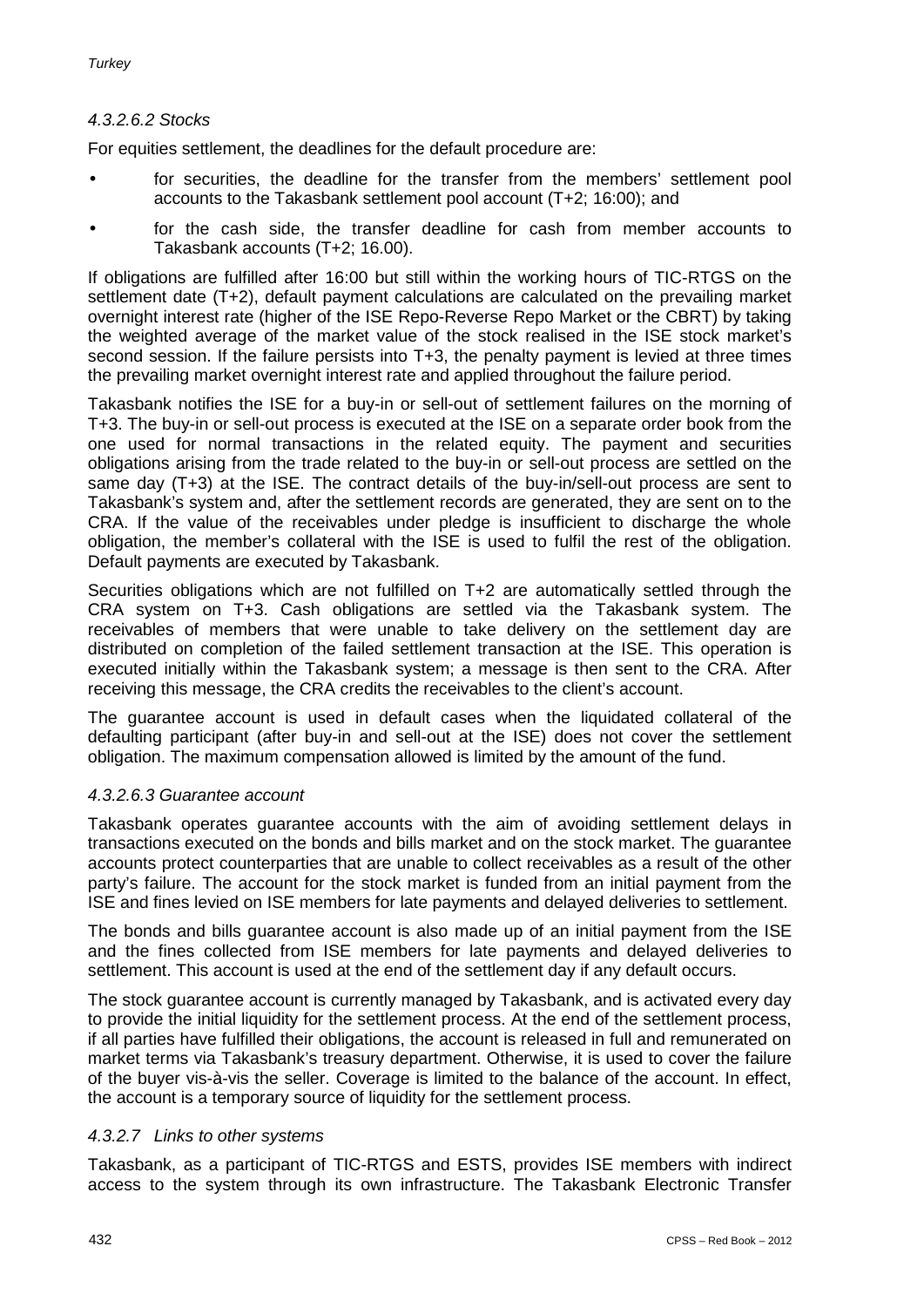#### *4.3.2.6.2 Stocks*

For equities settlement, the deadlines for the default procedure are:

- for securities, the deadline for the transfer from the members' settlement pool accounts to the Takasbank settlement pool account (T+2; 16:00); and
- for the cash side, the transfer deadline for cash from member accounts to Takasbank accounts (T+2; 16.00).

If obligations are fulfilled after 16:00 but still within the working hours of TIC-RTGS on the settlement date (T+2), default payment calculations are calculated on the prevailing market overnight interest rate (higher of the ISE Repo-Reverse Repo Market or the CBRT) by taking the weighted average of the market value of the stock realised in the ISE stock market's second session. If the failure persists into T+3, the penalty payment is levied at three times the prevailing market overnight interest rate and applied throughout the failure period.

Takasbank notifies the ISE for a buy-in or sell-out of settlement failures on the morning of T+3. The buy-in or sell-out process is executed at the ISE on a separate order book from the one used for normal transactions in the related equity. The payment and securities obligations arising from the trade related to the buy-in or sell-out process are settled on the same day (T+3) at the ISE. The contract details of the buy-in/sell-out process are sent to Takasbank's system and, after the settlement records are generated, they are sent on to the CRA. If the value of the receivables under pledge is insufficient to discharge the whole obligation, the member's collateral with the ISE is used to fulfil the rest of the obligation. Default payments are executed by Takasbank.

Securities obligations which are not fulfilled on T+2 are automatically settled through the CRA system on T+3. Cash obligations are settled via the Takasbank system. The receivables of members that were unable to take delivery on the settlement day are distributed on completion of the failed settlement transaction at the ISE. This operation is executed initially within the Takasbank system; a message is then sent to the CRA. After receiving this message, the CRA credits the receivables to the client's account.

The guarantee account is used in default cases when the liquidated collateral of the defaulting participant (after buy-in and sell-out at the ISE) does not cover the settlement obligation. The maximum compensation allowed is limited by the amount of the fund.

#### *4.3.2.6.3 Guarantee account*

Takasbank operates guarantee accounts with the aim of avoiding settlement delays in transactions executed on the bonds and bills market and on the stock market. The guarantee accounts protect counterparties that are unable to collect receivables as a result of the other party's failure. The account for the stock market is funded from an initial payment from the ISE and fines levied on ISE members for late payments and delayed deliveries to settlement.

The bonds and bills guarantee account is also made up of an initial payment from the ISE and the fines collected from ISE members for late payments and delayed deliveries to settlement. This account is used at the end of the settlement day if any default occurs.

The stock guarantee account is currently managed by Takasbank, and is activated every day to provide the initial liquidity for the settlement process. At the end of the settlement process, if all parties have fulfilled their obligations, the account is released in full and remunerated on market terms via Takasbank's treasury department. Otherwise, it is used to cover the failure of the buyer vis-à-vis the seller. Coverage is limited to the balance of the account. In effect, the account is a temporary source of liquidity for the settlement process.

#### *4.3.2.7 Links to other systems*

Takasbank, as a participant of TIC-RTGS and ESTS, provides ISE members with indirect access to the system through its own infrastructure. The Takasbank Electronic Transfer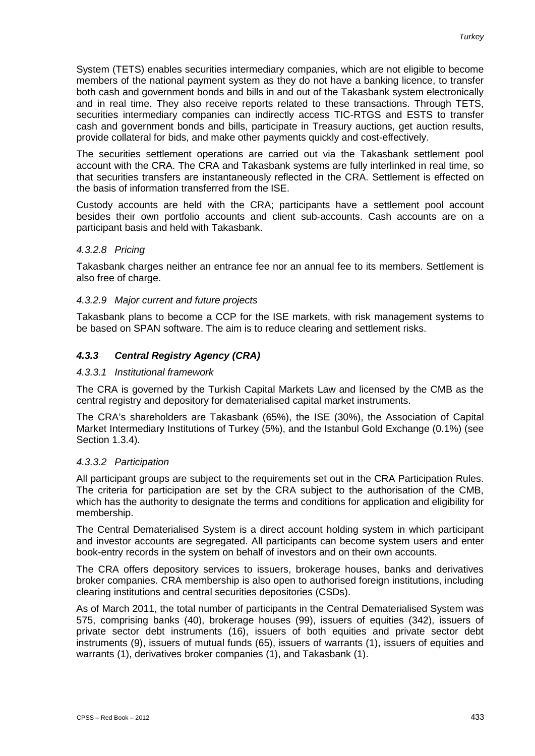System (TETS) enables securities intermediary companies, which are not eligible to become members of the national payment system as they do not have a banking licence, to transfer both cash and government bonds and bills in and out of the Takasbank system electronically and in real time. They also receive reports related to these transactions. Through TETS, securities intermediary companies can indirectly access TIC-RTGS and ESTS to transfer cash and government bonds and bills, participate in Treasury auctions, get auction results, provide collateral for bids, and make other payments quickly and cost-effectively.

The securities settlement operations are carried out via the Takasbank settlement pool account with the CRA. The CRA and Takasbank systems are fully interlinked in real time, so that securities transfers are instantaneously reflected in the CRA. Settlement is effected on the basis of information transferred from the ISE.

Custody accounts are held with the CRA; participants have a settlement pool account besides their own portfolio accounts and client sub-accounts. Cash accounts are on a participant basis and held with Takasbank.

#### *4.3.2.8 Pricing*

Takasbank charges neither an entrance fee nor an annual fee to its members. Settlement is also free of charge.

#### *4.3.2.9 Major current and future projects*

Takasbank plans to become a CCP for the ISE markets, with risk management systems to be based on SPAN software. The aim is to reduce clearing and settlement risks.

### ***4.3.3 Central Registry Agency (CRA)***

#### *4.3.3.1 Institutional framework*

The CRA is governed by the Turkish Capital Markets Law and licensed by the CMB as the central registry and depository for dematerialised capital market instruments.

The CRA's shareholders are Takasbank (65%), the ISE (30%), the Association of Capital Market Intermediary Institutions of Turkey (5%), and the Istanbul Gold Exchange (0.1%) (see Section 1.3.4).

#### *4.3.3.2 Participation*

All participant groups are subject to the requirements set out in the CRA Participation Rules. The criteria for participation are set by the CRA subject to the authorisation of the CMB, which has the authority to designate the terms and conditions for application and eligibility for membership.

The Central Dematerialised System is a direct account holding system in which participant and investor accounts are segregated. All participants can become system users and enter book-entry records in the system on behalf of investors and on their own accounts.

The CRA offers depository services to issuers, brokerage houses, banks and derivatives broker companies. CRA membership is also open to authorised foreign institutions, including clearing institutions and central securities depositories (CSDs).

As of March 2011, the total number of participants in the Central Dematerialised System was 575, comprising banks (40), brokerage houses (99), issuers of equities (342), issuers of private sector debt instruments (16), issuers of both equities and private sector debt instruments (9), issuers of mutual funds (65), issuers of warrants (1), issuers of equities and warrants (1), derivatives broker companies (1), and Takasbank (1).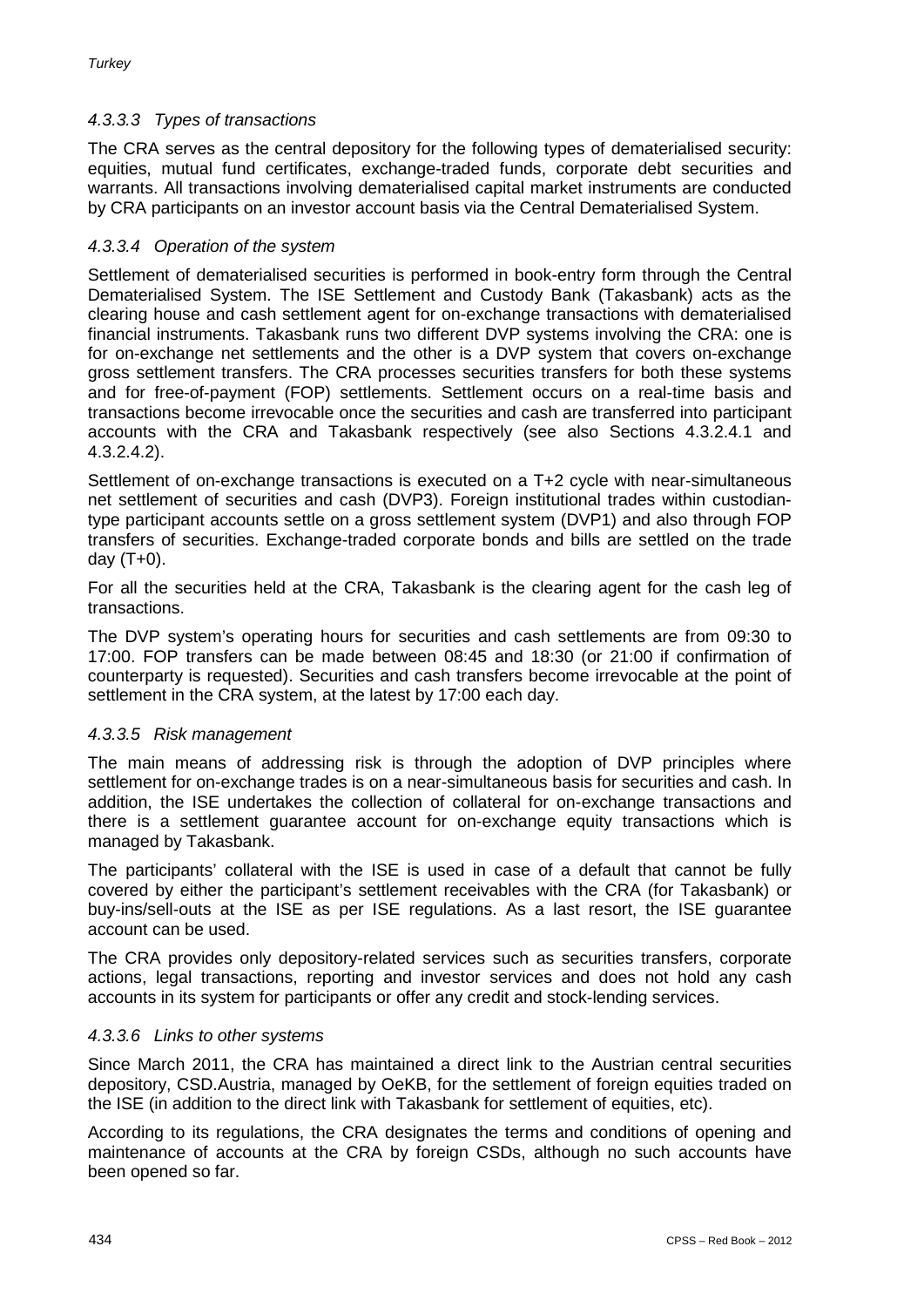#### *4.3.3.3 Types of transactions*

The CRA serves as the central depository for the following types of dematerialised security: equities, mutual fund certificates, exchange-traded funds, corporate debt securities and warrants. All transactions involving dematerialised capital market instruments are conducted by CRA participants on an investor account basis via the Central Dematerialised System.

#### *4.3.3.4 Operation of the system*

Settlement of dematerialised securities is performed in book-entry form through the Central Dematerialised System. The ISE Settlement and Custody Bank (Takasbank) acts as the clearing house and cash settlement agent for on-exchange transactions with dematerialised financial instruments. Takasbank runs two different DVP systems involving the CRA: one is for on-exchange net settlements and the other is a DVP system that covers on-exchange gross settlement transfers. The CRA processes securities transfers for both these systems and for free-of-payment (FOP) settlements. Settlement occurs on a real-time basis and transactions become irrevocable once the securities and cash are transferred into participant accounts with the CRA and Takasbank respectively (see also Sections 4.3.2.4.1 and 4.3.2.4.2).

Settlement of on-exchange transactions is executed on a T+2 cycle with near-simultaneous net settlement of securities and cash (DVP3). Foreign institutional trades within custodian-type participant accounts settle on a gross settlement system (DVP1) and also through FOP transfers of securities. Exchange-traded corporate bonds and bills are settled on the trade day (T+0).

For all the securities held at the CRA, Takasbank is the clearing agent for the cash leg of transactions.

The DVP system's operating hours for securities and cash settlements are from 09:30 to 17:00. FOP transfers can be made between 08:45 and 18:30 (or 21:00 if confirmation of counterparty is requested). Securities and cash transfers become irrevocable at the point of settlement in the CRA system, at the latest by 17:00 each day.

#### *4.3.3.5 Risk management*

The main means of addressing risk is through the adoption of DVP principles where settlement for on-exchange trades is on a near-simultaneous basis for securities and cash. In addition, the ISE undertakes the collection of collateral for on-exchange transactions and there is a settlement guarantee account for on-exchange equity transactions which is managed by Takasbank.

The participants' collateral with the ISE is used in case of a default that cannot be fully covered by either the participant's settlement receivables with the CRA (for Takasbank) or buy-ins/sell-outs at the ISE as per ISE regulations. As a last resort, the ISE guarantee account can be used.

The CRA provides only depository-related services such as securities transfers, corporate actions, legal transactions, reporting and investor services and does not hold any cash accounts in its system for participants or offer any credit and stock-lending services.

#### *4.3.3.6 Links to other systems*

Since March 2011, the CRA has maintained a direct link to the Austrian central securities depository, CSD.Austria, managed by OeKB, for the settlement of foreign equities traded on the ISE (in addition to the direct link with Takasbank for settlement of equities, etc).

According to its regulations, the CRA designates the terms and conditions of opening and maintenance of accounts at the CRA by foreign CSDs, although no such accounts have been opened so far.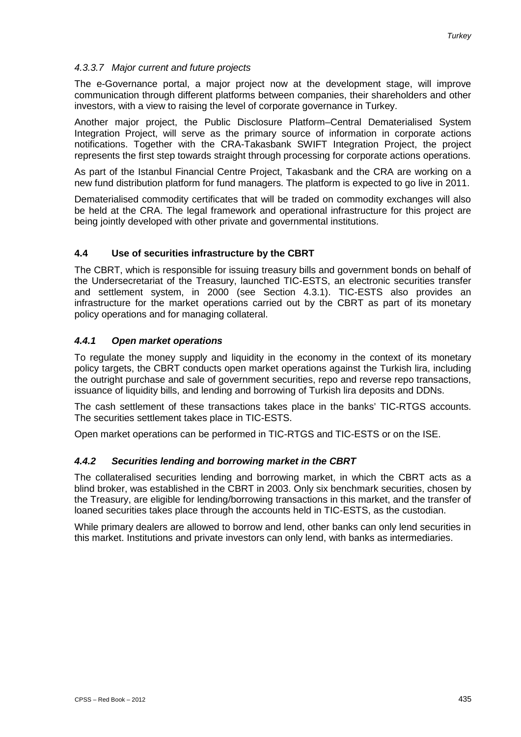#### *4.3.3.7 Major current and future projects*

The e-Governance portal, a major project now at the development stage, will improve communication through different platforms between companies, their shareholders and other investors, with a view to raising the level of corporate governance in Turkey.

Another major project, the Public Disclosure Platform–Central Dematerialised System Integration Project, will serve as the primary source of information in corporate actions notifications. Together with the CRA-Takasbank SWIFT Integration Project, the project represents the first step towards straight through processing for corporate actions operations.

As part of the Istanbul Financial Centre Project, Takasbank and the CRA are working on a new fund distribution platform for fund managers. The platform is expected to go live in 2011.

Dematerialised commodity certificates that will be traded on commodity exchanges will also be held at the CRA. The legal framework and operational infrastructure for this project are being jointly developed with other private and governmental institutions.

## 4.4 Use of securities infrastructure by the CBRT

The CBRT, which is responsible for issuing treasury bills and government bonds on behalf of the Undersecretariat of the Treasury, launched TIC-ESTS, an electronic securities transfer and settlement system, in 2000 (see Section 4.3.1). TIC-ESTS also provides an infrastructure for the market operations carried out by the CBRT as part of its monetary policy operations and for managing collateral.

### *4.4.1 Open market operations*

To regulate the money supply and liquidity in the economy in the context of its monetary policy targets, the CBRT conducts open market operations against the Turkish lira, including the outright purchase and sale of government securities, repo and reverse repo transactions, issuance of liquidity bills, and lending and borrowing of Turkish lira deposits and DDNs.

The cash settlement of these transactions takes place in the banks' TIC-RTGS accounts. The securities settlement takes place in TIC-ESTS.

Open market operations can be performed in TIC-RTGS and TIC-ESTS or on the ISE.

### *4.4.2 Securities lending and borrowing market in the CBRT*

The collateralised securities lending and borrowing market, in which the CBRT acts as a blind broker, was established in the CBRT in 2003. Only six benchmark securities, chosen by the Treasury, are eligible for lending/borrowing transactions in this market, and the transfer of loaned securities takes place through the accounts held in TIC-ESTS, as the custodian.

While primary dealers are allowed to borrow and lend, other banks can only lend securities in this market. Institutions and private investors can only lend, with banks as intermediaries.